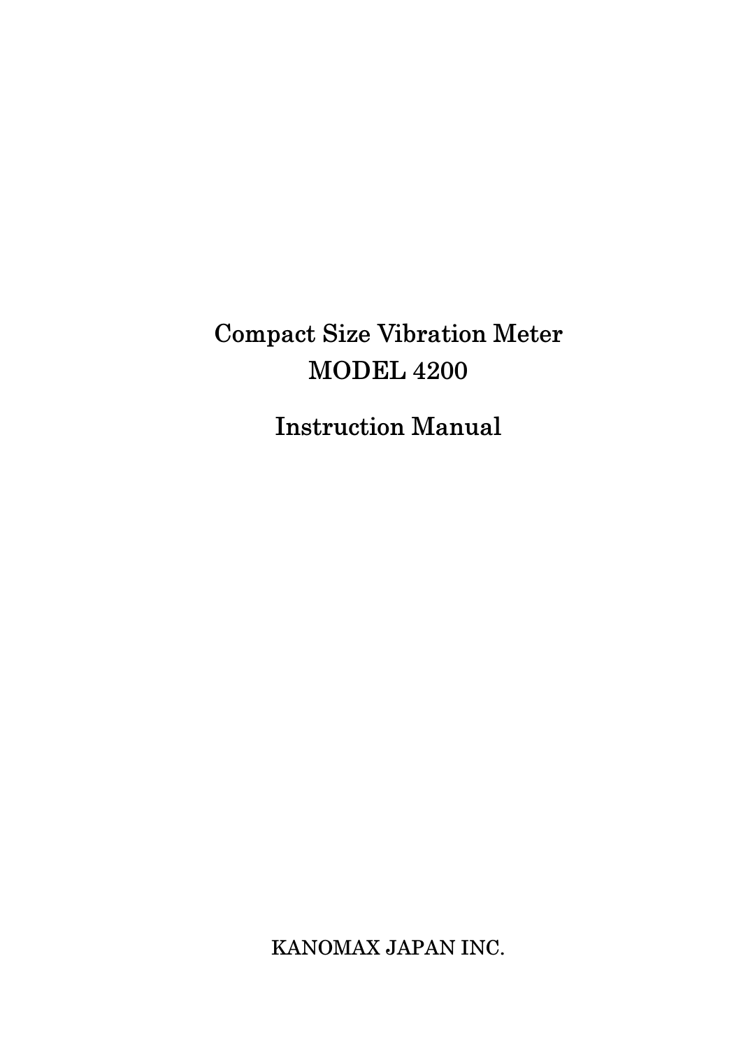# Compact Size Vibration Meter
# MODEL 4200

## Instruction Manual

KANOMAX JAPAN INC.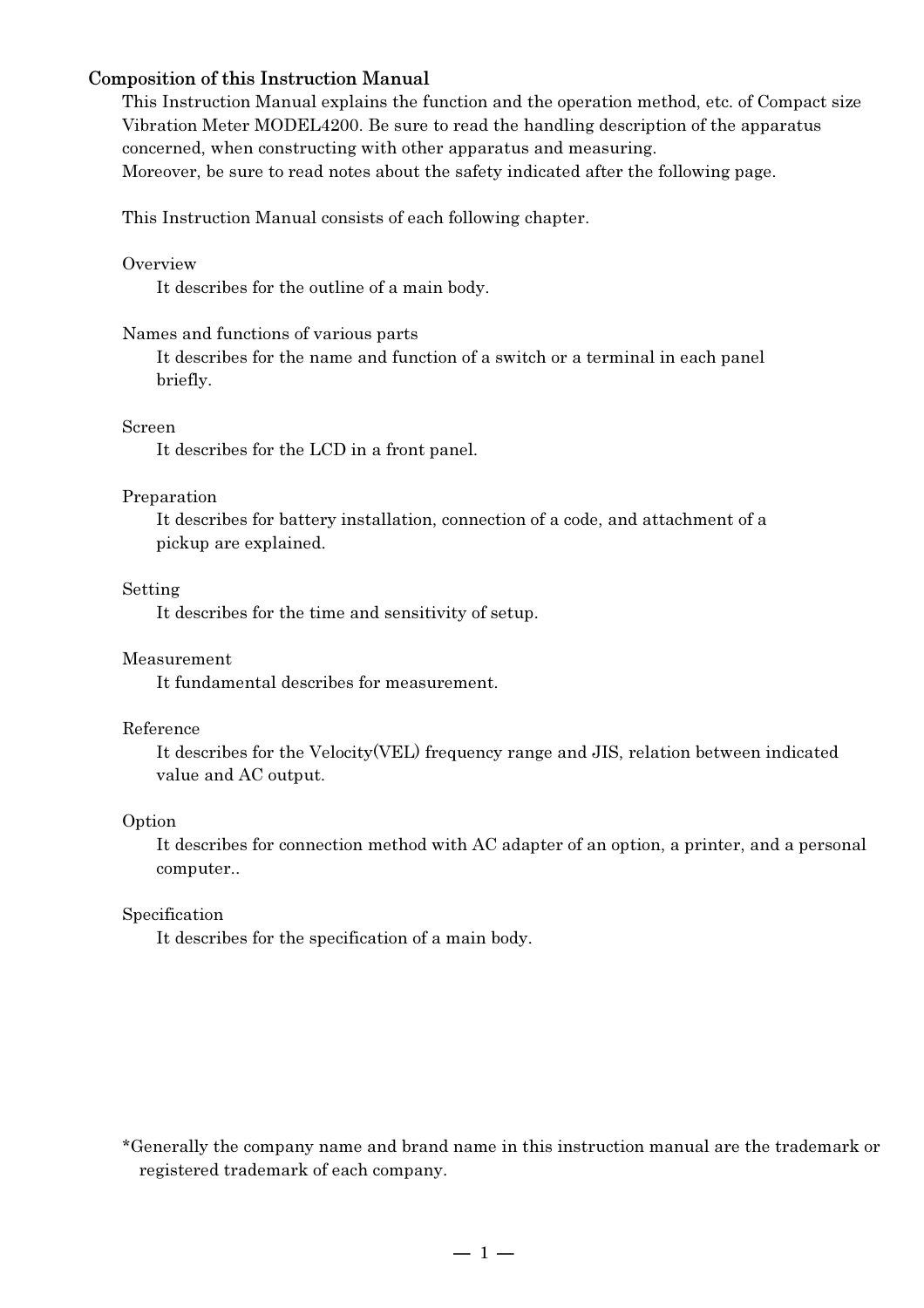## Composition of this Instruction Manual

This Instruction Manual explains the function and the operation method, etc. of Compact size Vibration Meter MODEL4200. Be sure to read the handling description of the apparatus concerned, when constructing with other apparatus and measuring.
Moreover, be sure to read notes about the safety indicated after the following page.

This Instruction Manual consists of each following chapter.

Overview
: It describes for the outline of a main body.

Names and functions of various parts
: It describes for the name and function of a switch or a terminal in each panel briefly.

Screen
: It describes for the LCD in a front panel.

Preparation
: It describes for battery installation, connection of a code, and attachment of a pickup are explained.

Setting
: It describes for the time and sensitivity of setup.

Measurement
: It fundamental describes for measurement.

Reference
: It describes for the Velocity(VEL) frequency range and JIS, relation between indicated value and AC output.

Option
: It describes for connection method with AC adapter of an option, a printer, and a personal computer..

Specification
: It describes for the specification of a main body.

*Generally the company name and brand name in this instruction manual are the trademark or registered trademark of each company.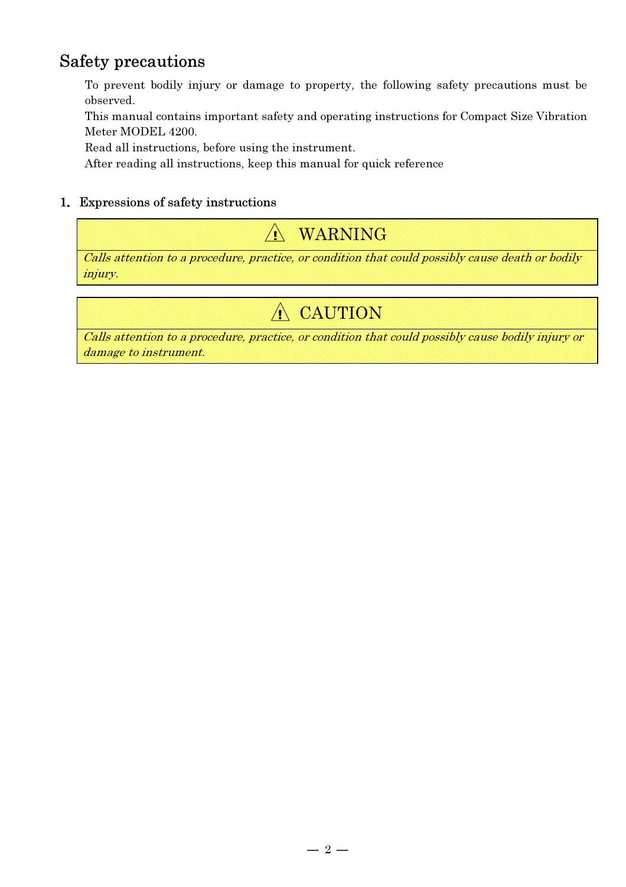# Safety precautions

To prevent bodily injury or damage to property, the following safety precautions must be observed.

This manual contains important safety and operating instructions for Compact Size Vibration Meter MODEL 4200.

Read all instructions, before using the instrument.

After reading all instructions, keep this manual for quick reference

## 1. Expressions of safety instructions

| ⚠ WARNING |
| --- |
| *Calls attention to a procedure, practice, or condition that could possibly cause death or bodily injury.* |

| ⚠ CAUTION |
| --- |
| *Calls attention to a procedure, practice, or condition that could possibly cause bodily injury or damage to instrument.* |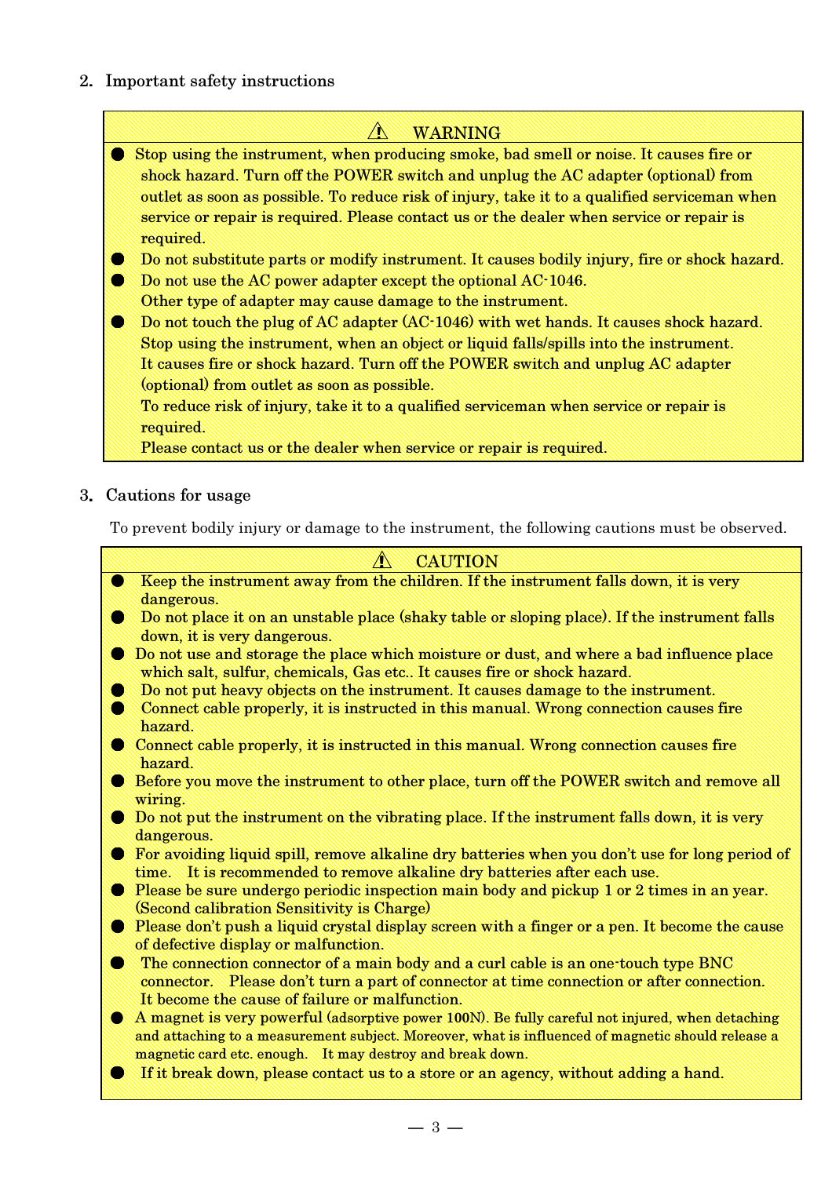## 2. Important safety instructions

**⚠ WARNING**

- Stop using the instrument, when producing smoke, bad smell or noise. It causes fire or shock hazard. Turn off the POWER switch and unplug the AC adapter (optional) from outlet as soon as possible. To reduce risk of injury, take it to a qualified serviceman when service or repair is required. Please contact us or the dealer when service or repair is required.
- Do not substitute parts or modify instrument. It causes bodily injury, fire or shock hazard.
- Do not use the AC power adapter except the optional AC-1046.
  Other type of adapter may cause damage to the instrument.
- Do not touch the plug of AC adapter (AC-1046) with wet hands. It causes shock hazard.
  Stop using the instrument, when an object or liquid falls/spills into the instrument.
  It causes fire or shock hazard. Turn off the POWER switch and unplug AC adapter (optional) from outlet as soon as possible.
  To reduce risk of injury, take it to a qualified serviceman when service or repair is required.
  Please contact us or the dealer when service or repair is required.

## 3. Cautions for usage

To prevent bodily injury or damage to the instrument, the following cautions must be observed.

**⚠ CAUTION**

- Keep the instrument away from the children. If the instrument falls down, it is very dangerous.
- Do not place it on an unstable place (shaky table or sloping place). If the instrument falls down, it is very dangerous.
- Do not use and storage the place which moisture or dust, and where a bad influence place which salt, sulfur, chemicals, Gas etc.. It causes fire or shock hazard.
- Do not put heavy objects on the instrument. It causes damage to the instrument.
- Connect cable properly, it is instructed in this manual. Wrong connection causes fire hazard.
- Connect cable properly, it is instructed in this manual. Wrong connection causes fire hazard.
- Before you move the instrument to other place, turn off the POWER switch and remove all wiring.
- Do not put the instrument on the vibrating place. If the instrument falls down, it is very dangerous.
- For avoiding liquid spill, remove alkaline dry batteries when you don't use for long period of time. It is recommended to remove alkaline dry batteries after each use.
- Please be sure undergo periodic inspection main body and pickup 1 or 2 times in an year. (Second calibration Sensitivity is Charge)
- Please don't push a liquid crystal display screen with a finger or a pen. It become the cause of defective display or malfunction.
- The connection connector of a main body and a curl cable is an one-touch type BNC connector. Please don't turn a part of connector at time connection or after connection. It become the cause of failure or malfunction.
- A magnet is very powerful (adsorptive power 100N). Be fully careful not injured, when detaching and attaching to a measurement subject. Moreover, what is influenced of magnetic should release a magnetic card etc. enough. It may destroy and break down.
- If it break down, please contact us to a store or an agency, without adding a hand.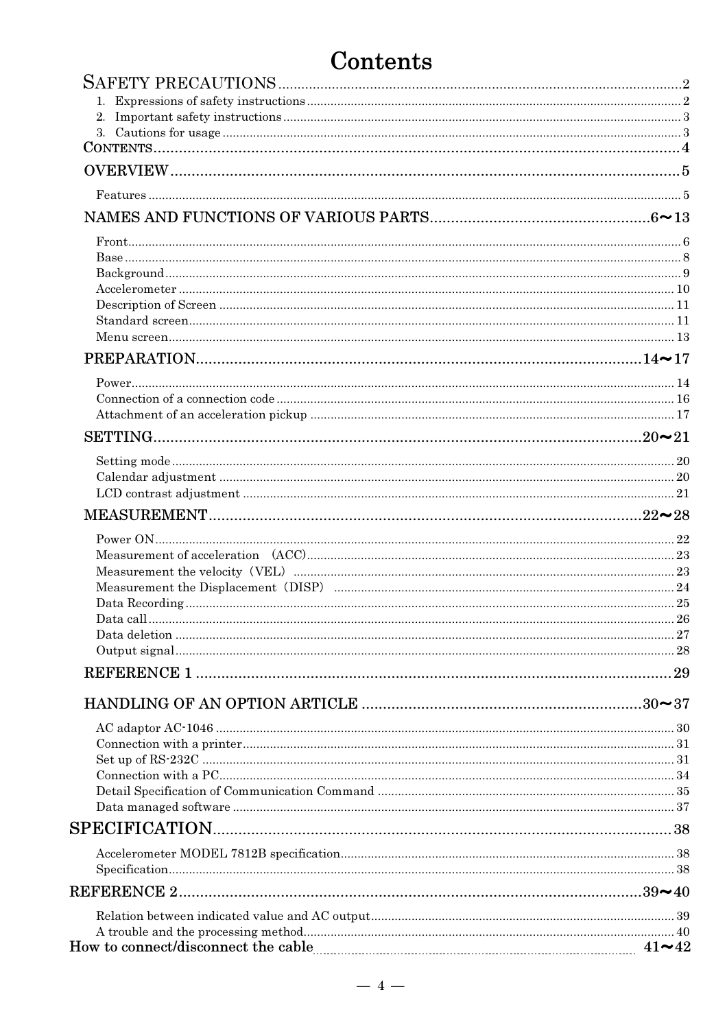# Contents

SAFETY PRECAUTIONS ........ 2

1. Expressions of safety instructions ........ 2
2. Important safety instructions ........ 3
3. Cautions for usage ........ 3

CONTENTS ........ 4

OVERVIEW ........ 5

Features ........ 5

NAMES AND FUNCTIONS OF VARIOUS PARTS ........ 6～13

Front ........ 6
Base ........ 8
Background ........ 9
Accelerometer ........ 10
Description of Screen ........ 11
Standard screen ........ 11
Menu screen ........ 13

PREPARATION ........ 14～17

Power ........ 14
Connection of a connection code ........ 16
Attachment of an acceleration pickup ........ 17

SETTING ........ 20～21

Setting mode ........ 20
Calendar adjustment ........ 20
LCD contrast adjustment ........ 21

MEASUREMENT ........ 22～28

Power ON ........ 22
Measurement of acceleration （ACC） ........ 23
Measurement the velocity（VEL） ........ 23
Measurement the Displacement（DISP） ........ 24
Data Recording ........ 25
Data call ........ 26
Data deletion ........ 27
Output signal ........ 28

REFERENCE 1 ........ 29

HANDLING OF AN OPTION ARTICLE ........ 30～37

AC adaptor AC-1046 ........ 30
Connection with a printer ........ 31
Set up of RS-232C ........ 31
Connection with a PC ........ 34
Detail Specification of Communication Command ........ 35
Data managed software ........ 37

SPECIFICATION ........ 38

Accelerometer MODEL 7812B specification ........ 38
Specification ........ 38

REFERENCE 2 ........ 39～40

Relation between indicated value and AC output ........ 39
A trouble and the processing method ........ 40

How to connect/disconnect the cable ........ 41～42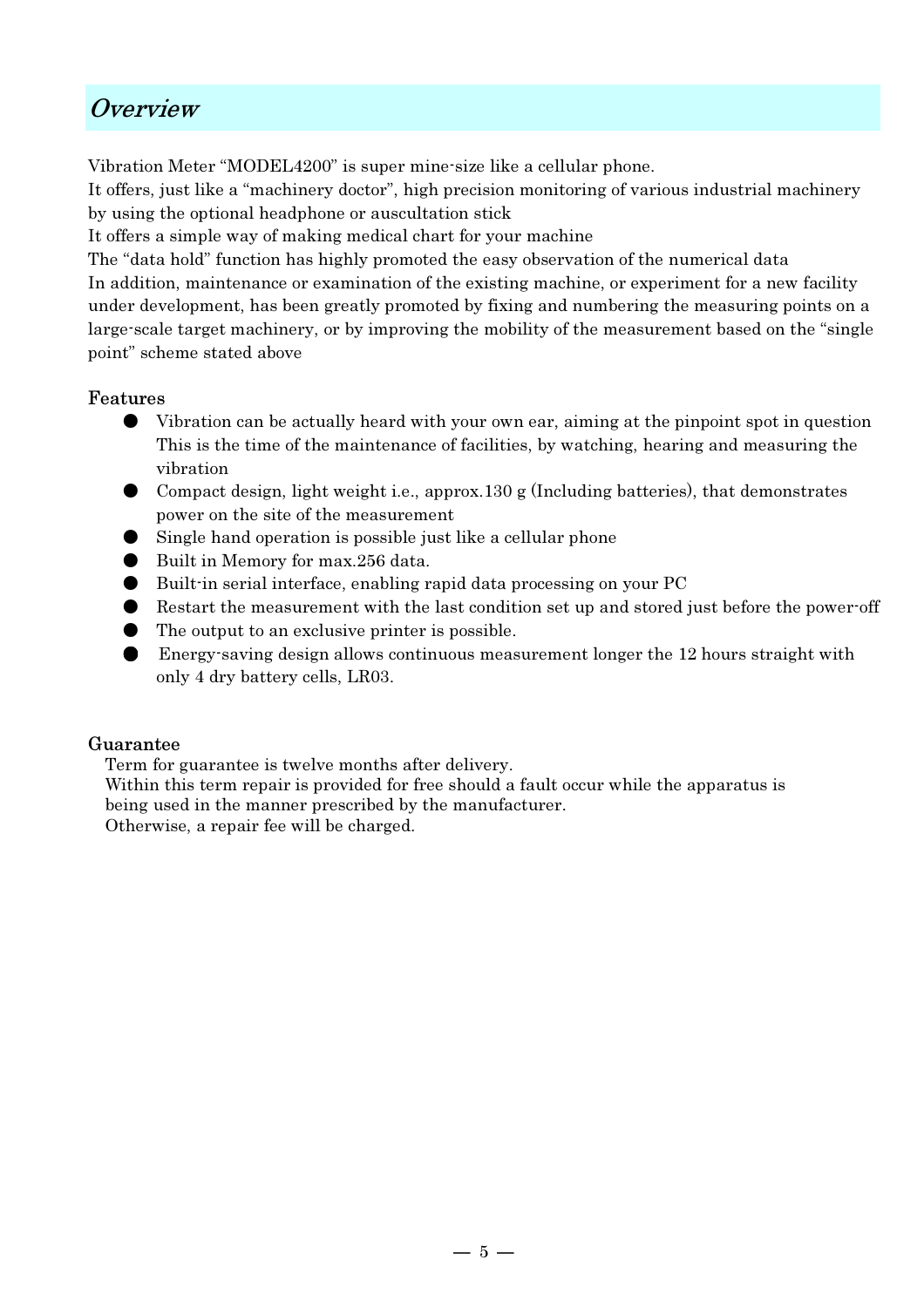# *Overview*

Vibration Meter “MODEL4200” is super mine-size like a cellular phone.
It offers, just like a “machinery doctor”, high precision monitoring of various industrial machinery by using the optional headphone or auscultation stick
It offers a simple way of making medical chart for your machine
The “data hold” function has highly promoted the easy observation of the numerical data
In addition, maintenance or examination of the existing machine, or experiment for a new facility under development, has been greatly promoted by fixing and numbering the measuring points on a large-scale target machinery, or by improving the mobility of the measurement based on the “single point” scheme stated above

## Features

- Vibration can be actually heard with your own ear, aiming at the pinpoint spot in question This is the time of the maintenance of facilities, by watching, hearing and measuring the vibration
- Compact design, light weight i.e., approx.130 g (Including batteries), that demonstrates power on the site of the measurement
- Single hand operation is possible just like a cellular phone
- Built in Memory for max.256 data.
- Built-in serial interface, enabling rapid data processing on your PC
- Restart the measurement with the last condition set up and stored just before the power-off
- The output to an exclusive printer is possible.
- Energy-saving design allows continuous measurement longer the 12 hours straight with only 4 dry battery cells, LR03.

## Guarantee

Term for guarantee is twelve months after delivery.
Within this term repair is provided for free should a fault occur while the apparatus is being used in the manner prescribed by the manufacturer.
Otherwise, a repair fee will be charged.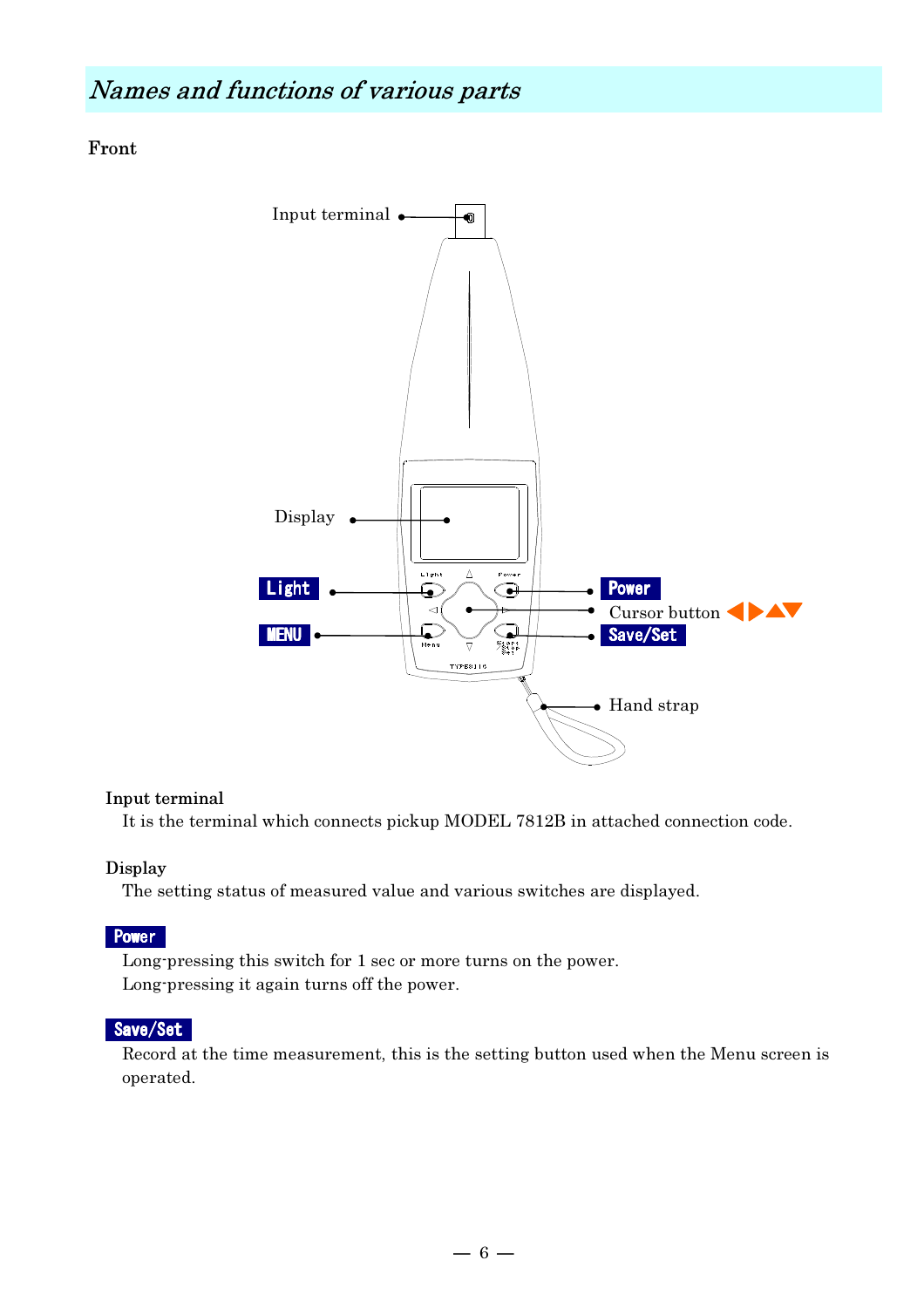## *Names and functions of various parts*

**Front**

Input terminal

Display

Light

MENU

Power

Cursor button ◀▶▲▼

Save/Set

Hand strap

**Input terminal**

It is the terminal which connects pickup MODEL 7812B in attached connection code.

**Display**

The setting status of measured value and various switches are displayed.

**Power**

Long-pressing this switch for 1 sec or more turns on the power.
Long-pressing it again turns off the power.

**Save/Set**

Record at the time measurement, this is the setting button used when the Menu screen is operated.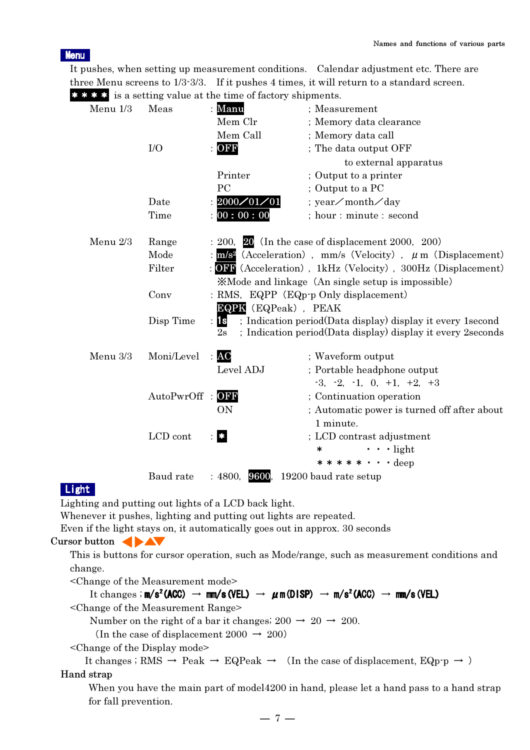**Menu**

It pushes, when setting up measurement conditions. Calendar adjustment etc. There are three Menu screens to 1/3-3/3. If it pushes 4 times, it will return to a standard screen.

**＊＊＊＊** is a setting value at the time of factory shipments.

| | | | | |
|---|---|---|---|---|
| Menu 1/3 | Meas | : | **Manu** | ; Measurement |
| | | | Mem Clr | ; Memory data clearance |
| | | | Mem Call | ; Memory data call |
| | I/O | : | **OFF** | ; The data output OFF to external apparatus |
| | | | Printer | ; Output to a printer |
| | | | PC | ; Output to a PC |
| | Date | : | **2000／01／01** | ; year／month／day |
| | Time | : | **00 : 00 : 00** | ; hour : minute : second |
| Menu 2/3 | Range | : | 200, **20** (In the case of displacement 2000, 200) | |
| | Mode | : | **m/s²** (Acceleration), mm/s (Velocity), μm (Displacement) | |
| | Filter | : | **OFF** (Acceleration), 1kHz (Velocity), 300Hz (Displacement) ※Mode and linkage (An single setup is impossible) | |
| | Conv | : | RMS, EQPP (EQp-p Only displacement) **EQPK** (EQPeak), PEAK | |
| | Disp Time | : | **1s** ; Indication period(Data display) display it every 1second | |
| | | | 2s ; Indication period(Data display) display it every 2seconds | |
| Menu 3/3 | Moni/Level | : | **AC** | ; Waveform output |
| | | | Level ADJ | ; Portable headphone output -3, -2, -1, 0, +1, +2, +3 |
| | AutoPwrOff | : | **OFF** | ; Continuation operation |
| | | | ON | ; Automatic power is turned off after about 1 minute. |
| | LCD cont | : | **＊** | ; LCD contrast adjustment ＊ ・・・light ＊＊＊＊＊・・・deep |
| | Baud rate | : | 4800, **9600**, 19200 baud rate setup | |

**Light**

Lighting and putting out lights of a LCD back light.
Whenever it pushes, lighting and putting out lights are repeated.
Even if the light stays on, it automatically goes out in approx. 30 seconds

**Cursor button** ◀▶▲▼

This is buttons for cursor operation, such as Mode/range, such as measurement conditions and change.

<Change of the Measurement mode>

It changes ; **m/s²(ACC)** → **mm/s(VEL)** → **μm(DISP)** → **m/s²(ACC)** → **mm/s(VEL)**

<Change of the Measurement Range>

Number on the right of a bar it changes; 200 → 20 → 200.
(In the case of displacement 2000 → 200)

<Change of the Display mode>

It changes ; RMS → Peak → EQPeak → (In the case of displacement, EQp-p → )

**Hand strap**

When you have the main part of model4200 in hand, please let a hand pass to a hand strap for fall prevention.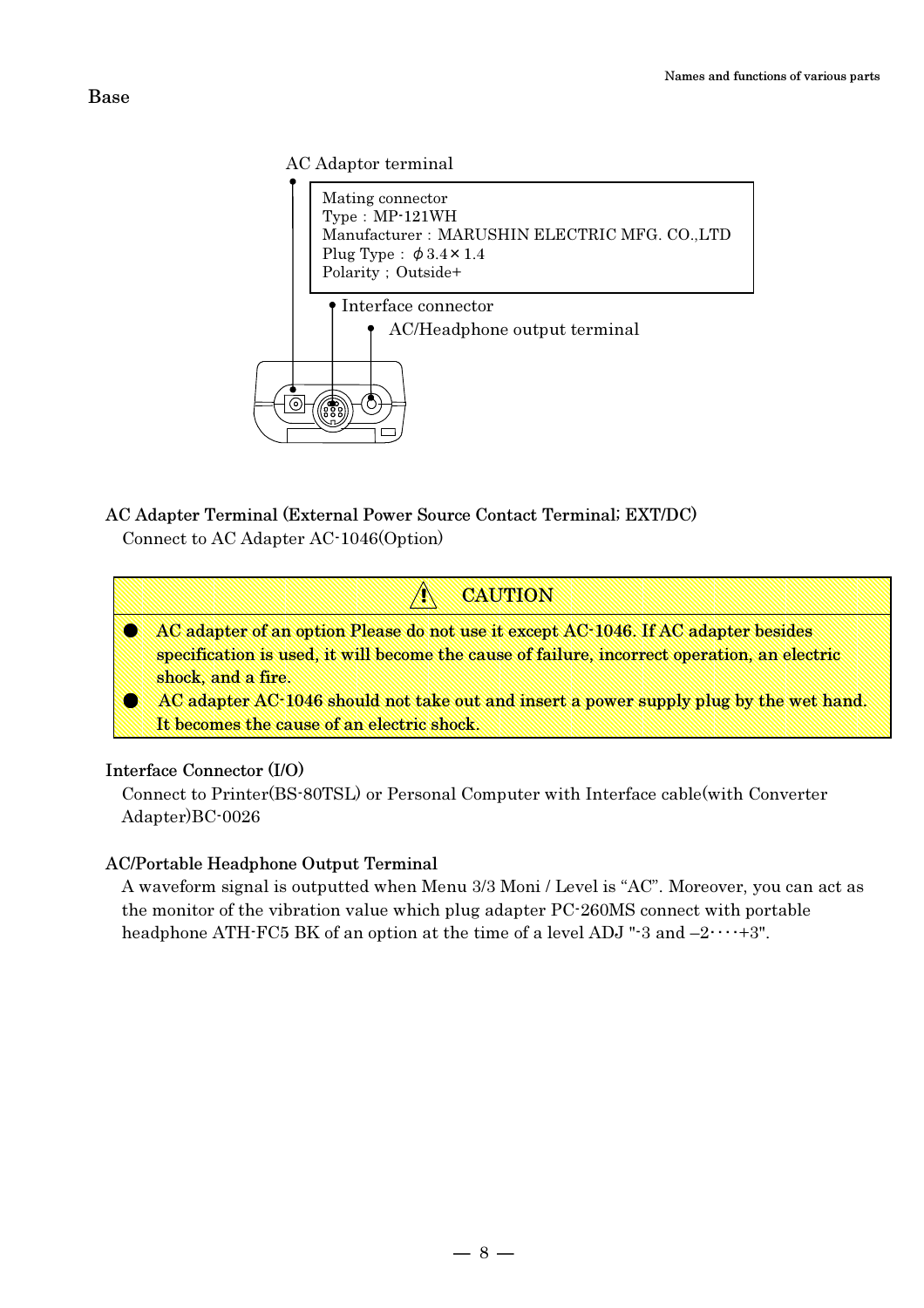## Base

AC Adaptor terminal

Mating connector
Type : MP-121WH
Manufacturer : MARUSHIN ELECTRIC MFG. CO.,LTD
Plug Type : ϕ3.4×1.4
Polarity ; Outside+

Interface connector

AC/Headphone output terminal

### AC Adapter Terminal (External Power Source Contact Terminal; EXT/DC)

Connect to AC Adapter AC-1046(Option)

> ⚠ **CAUTION**
>
> - AC adapter of an option Please do not use it except AC-1046. If AC adapter besides specification is used, it will become the cause of failure, incorrect operation, an electric shock, and a fire.
> - AC adapter AC-1046 should not take out and insert a power supply plug by the wet hand. It becomes the cause of an electric shock.

### Interface Connector (I/O)

Connect to Printer(BS-80TSL) or Personal Computer with Interface cable(with Converter Adapter)BC-0026

### AC/Portable Headphone Output Terminal

A waveform signal is outputted when Menu 3/3 Moni / Level is “AC”. Moreover, you can act as the monitor of the vibration value which plug adapter PC-260MS connect with portable headphone ATH-FC5 BK of an option at the time of a level ADJ "-3 and –2････+3".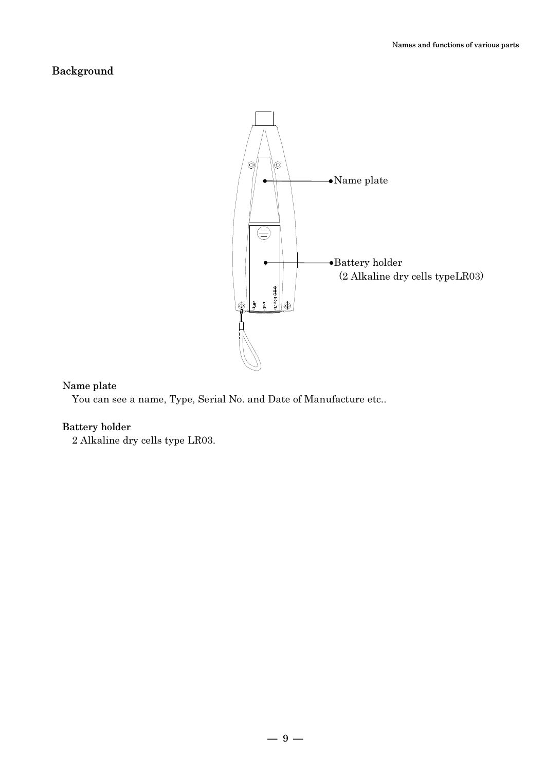## Background

Name plate

Battery holder
(2 Alkaline dry cells typeLR03)

### Name plate

You can see a name, Type, Serial No. and Date of Manufacture etc..

### Battery holder

2 Alkaline dry cells type LR03.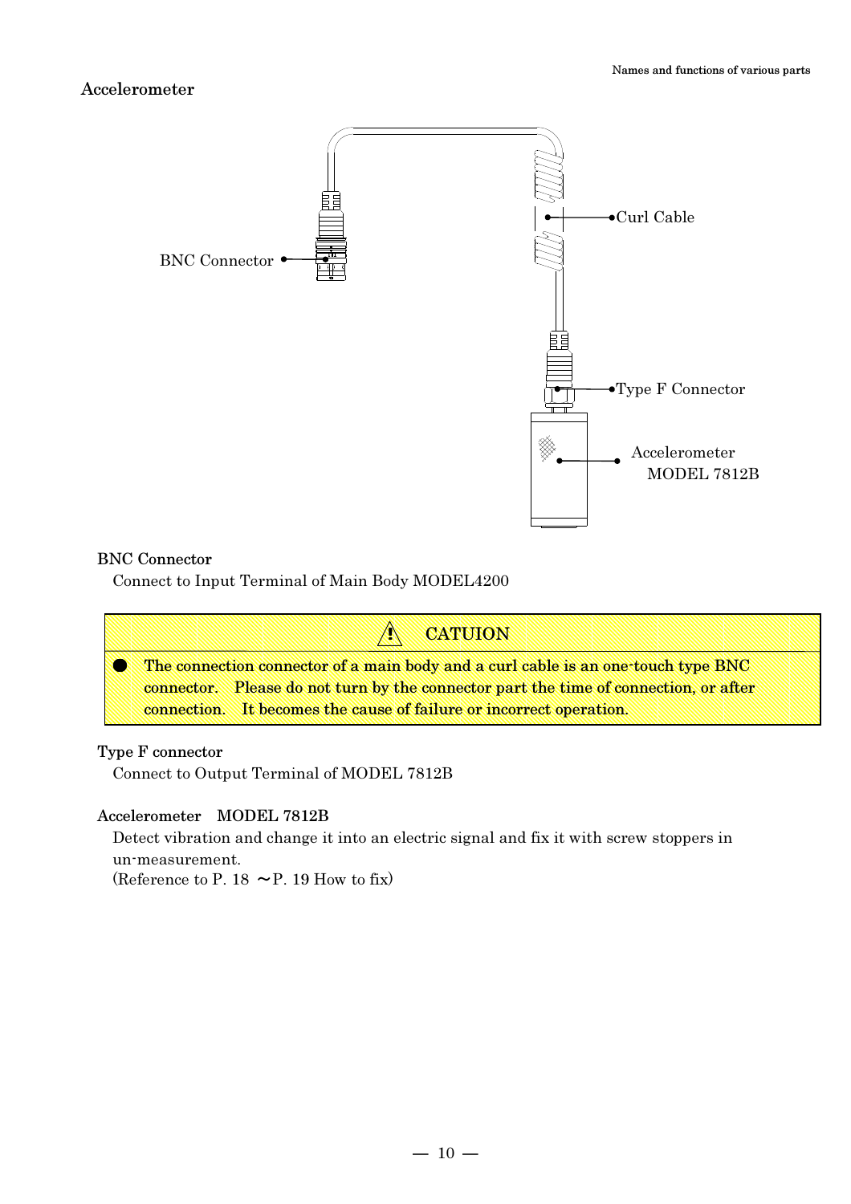## Accelerometer

BNC Connector

Curl Cable

Type F Connector

Accelerometer MODEL 7812B

**BNC Connector**

Connect to Input Terminal of Main Body MODEL4200

> ⚠ **CATUION**
>
> ● The connection connector of a main body and a curl cable is an one-touch type BNC connector. Please do not turn by the connector part the time of connection, or after connection. It becomes the cause of failure or incorrect operation.

**Type F connector**

Connect to Output Terminal of MODEL 7812B

**Accelerometer MODEL 7812B**

Detect vibration and change it into an electric signal and fix it with screw stoppers in un-measurement.
(Reference to P. 18 ～P. 19 How to fix)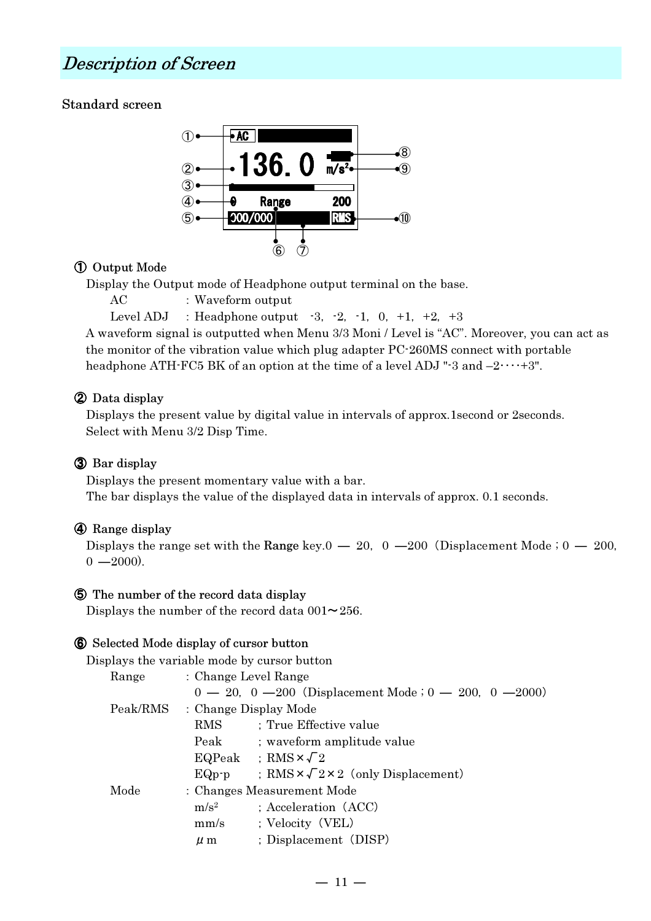## *Description of Screen*

### Standard screen

① Output Mode

Display the Output mode of Headphone output terminal on the base.

- AC : Waveform output
- Level ADJ : Headphone output -3, -2, -1, 0, +1, +2, +3

A waveform signal is outputted when Menu 3/3 Moni / Level is "AC". Moreover, you can act as the monitor of the vibration value which plug adapter PC-260MS connect with portable headphone ATH-FC5 BK of an option at the time of a level ADJ "-3 and –2・・・・+3".

② Data display

Displays the present value by digital value in intervals of approx.1second or 2seconds. Select with Menu 3/2 Disp Time.

③ Bar display

Displays the present momentary value with a bar.
The bar displays the value of the displayed data in intervals of approx. 0.1 seconds.

④ Range display

Displays the range set with the **Range** key.0 — 20, 0 —200 (Displacement Mode ; 0 — 200, 0 —2000).

⑤ The number of the record data display

Displays the number of the record data 001〜256.

⑥ Selected Mode display of cursor button

Displays the variable mode by cursor button

- Range : Change Level Range
  0 — 20, 0 —200 (Displacement Mode ; 0 — 200, 0 —2000)
- Peak/RMS : Change Display Mode
  - RMS ; True Effective value
  - Peak ; waveform amplitude value
  - EQPeak ; RMS × $\sqrt{2}$
  - EQp-p ; RMS × $\sqrt{2}$ × 2 (only Displacement)
- Mode : Changes Measurement Mode
  - $m/s^2$ ; Acceleration (ACC)
  - mm/s ; Velocity (VEL)
  - $\mu$m ; Displacement (DISP)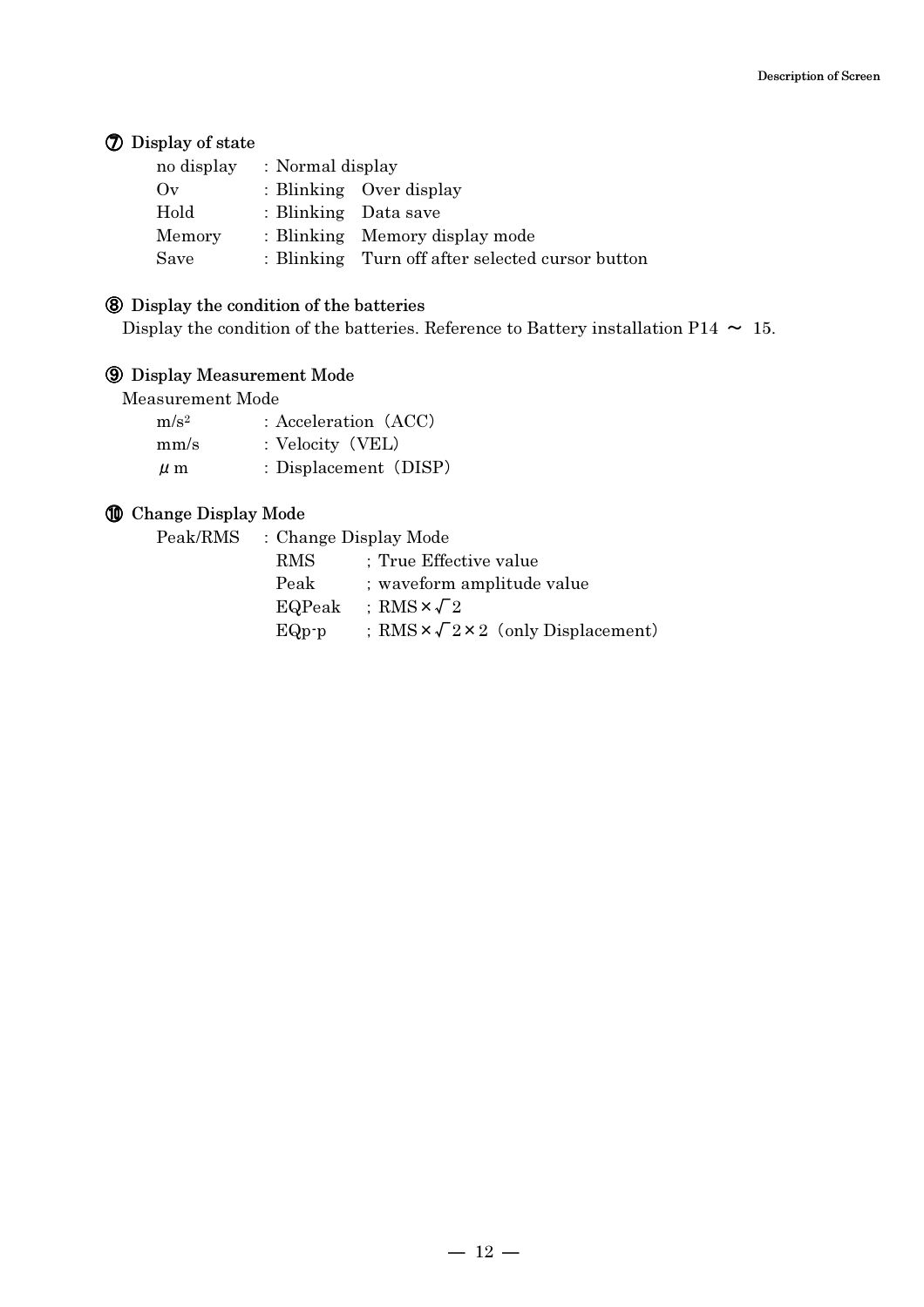### ⑦ Display of state

| | | |
|---|---|---|
| no display | : Normal display | |
| Ov | : Blinking | Over display |
| Hold | : Blinking | Data save |
| Memory | : Blinking | Memory display mode |
| Save | : Blinking | Turn off after selected cursor button |

### ⑧ Display the condition of the batteries

Display the condition of the batteries. Reference to Battery installation P14 ～ 15.

### ⑨ Display Measurement Mode

Measurement Mode

| | |
|---|---|
| $m/s^2$ | : Acceleration（ACC） |
| mm/s | : Velocity（VEL） |
| $\mu$m | : Displacement（DISP） |

### ⑩ Change Display Mode

Peak/RMS : Change Display Mode

| | |
|---|---|
| RMS | ; True Effective value |
| Peak | ; waveform amplitude value |
| EQPeak | ; $RMS \times \sqrt{2}$ |
| EQp-p | ; $RMS \times \sqrt{2} \times 2$（only Displacement） |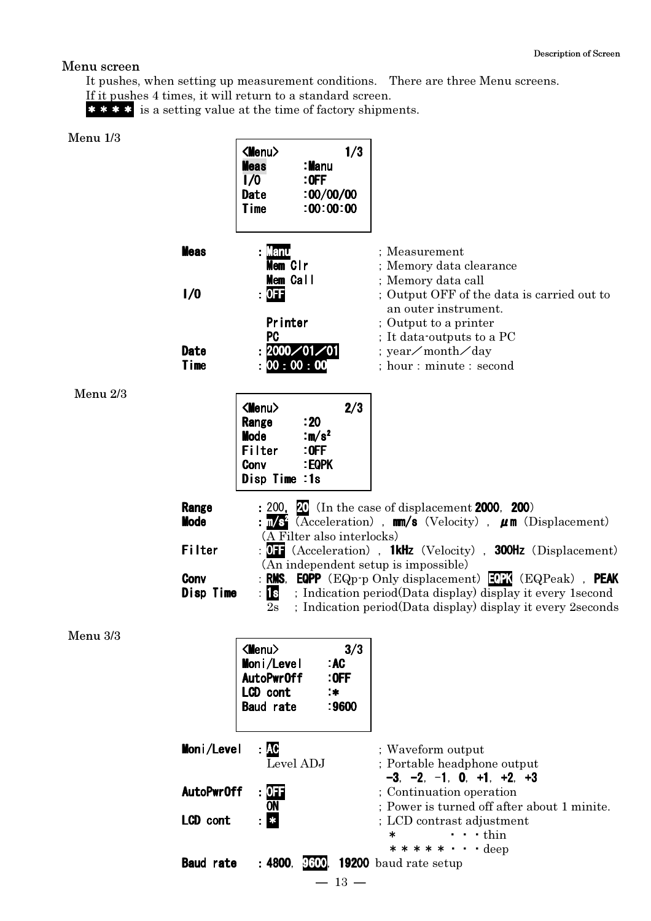## Menu screen

It pushes, when setting up measurement conditions.　There are three Menu screens.
If it pushes 4 times, it will return to a standard screen.
**＊＊＊＊** is a setting value at the time of factory shipments.

### Menu 1/3

```
<Menu>          1/3
Meas      :Manu
I/O       :OFF
Date      :00/00/00
Time      :00:00:00
```

| | | |
|---|---|---|
| **Meas** | : **Manu** | ; Measurement |
| | **Mem Clr** | ; Memory data clearance |
| | **Mem Call** | ; Memory data call |
| **I/O** | : **OFF** | ; Output OFF of the data is carried out to an outer instrument. |
| | **Printer** | ; Output to a printer |
| | **PC** | ; It data-outputs to a PC |
| **Date** | : **2000／01／01** | ; year／month／day |
| **Time** | : **00 : 00 : 00** | ; hour : minute : second |

### Menu 2/3

```
<Menu>          2/3
Range     :20
Mode      :m/s²
Filter    :OFF
Conv      :EQPK
Disp Time :1s
```

**Range** : 200, **20** (In the case of displacement **2000**, **200**)

**Mode** : **m/s²** (Acceleration), **mm/s** (Velocity), **μm** (Displacement)
(A Filter also interlocks)

**Filter** : **OFF** (Acceleration), **1kHz** (Velocity), **300Hz** (Displacement)
(An independent setup is impossible)

**Conv** : **RMS**, **EQPP** (EQp-p Only displacement) **EQPK** (EQPeak), **PEAK**

**Disp Time** : **1s** ; Indication period(Data display) display it every 1second
2s ; Indication period(Data display) display it every 2seconds

### Menu 3/3

```
<Menu>            3/3
Moni/Level   :AC
AutoPwrOff   :OFF
LCD cont     :*
Baud rate    :9600
```

| | | |
|---|---|---|
| **Moni/Level** | : **AC** | ; Waveform output |
| | Level ADJ | ; Portable headphone output **−3**, **−2**, −1, **0**, **+1**, **+2**, **+3** |
| **AutoPwrOff** | : **OFF** | ; Continuation operation |
| | **ON** | ; Power is turned off after about 1 minite. |
| **LCD cont** | : **＊** | ; LCD contrast adjustment |
| | | ＊ ・・・thin |
| | | ＊＊＊＊＊・・・deep |

**Baud rate** : **4800**, **9600**, **19200** baud rate setup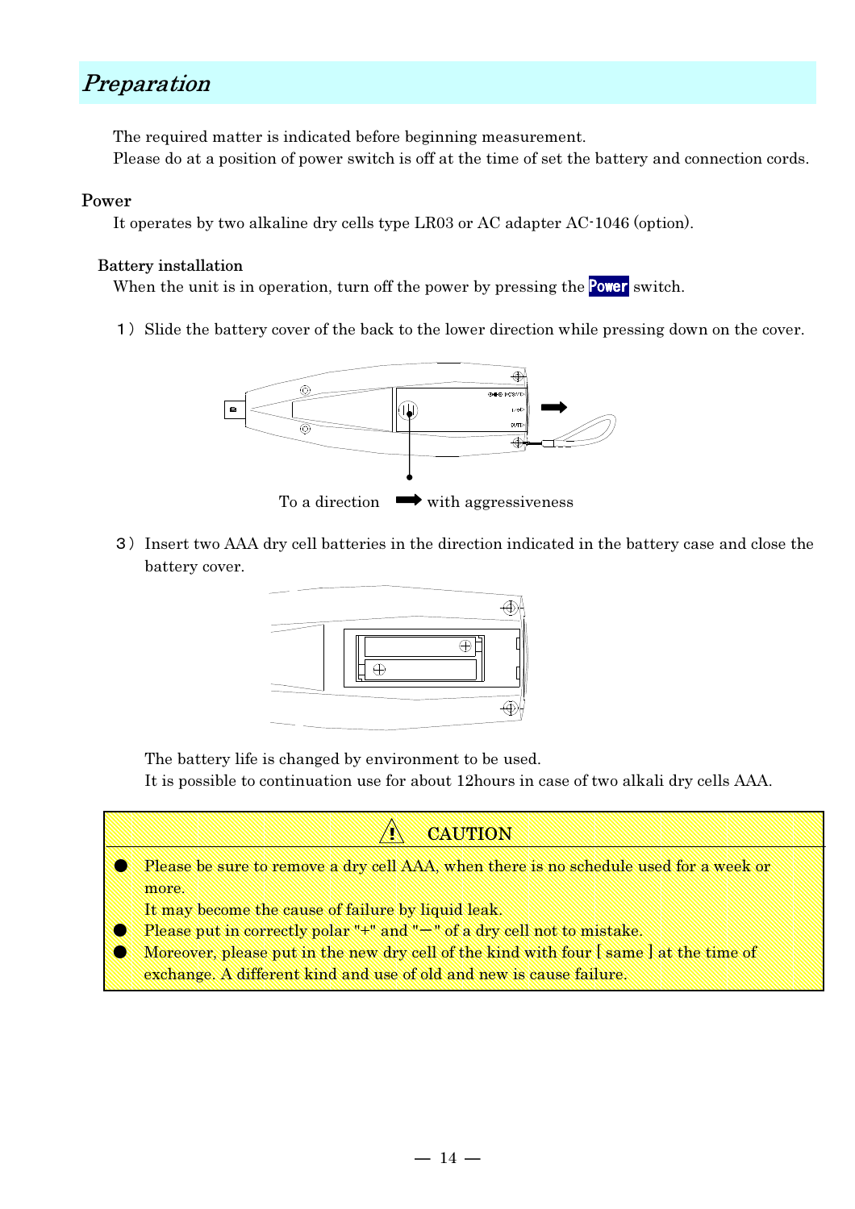# Preparation

The required matter is indicated before beginning measurement.
Please do at a position of power switch is off at the time of set the battery and connection cords.

## Power

It operates by two alkaline dry cells type LR03 or AC adapter AC-1046 (option).

### Battery installation

When the unit is in operation, turn off the power by pressing the **Power** switch.

1） Slide the battery cover of the back to the lower direction while pressing down on the cover.

To a direction ➡ with aggressiveness

3） Insert two AAA dry cell batteries in the direction indicated in the battery case and close the battery cover.

The battery life is changed by environment to be used.
It is possible to continuation use for about 12hours in case of two alkali dry cells AAA.

> **⚠ CAUTION**
>
> - Please be sure to remove a dry cell AAA, when there is no schedule used for a week or more.
>   It may become the cause of failure by liquid leak.
> - Please put in correctly polar "+" and "－" of a dry cell not to mistake.
> - Moreover, please put in the new dry cell of the kind with four [ same ] at the time of exchange. A different kind and use of old and new is cause failure.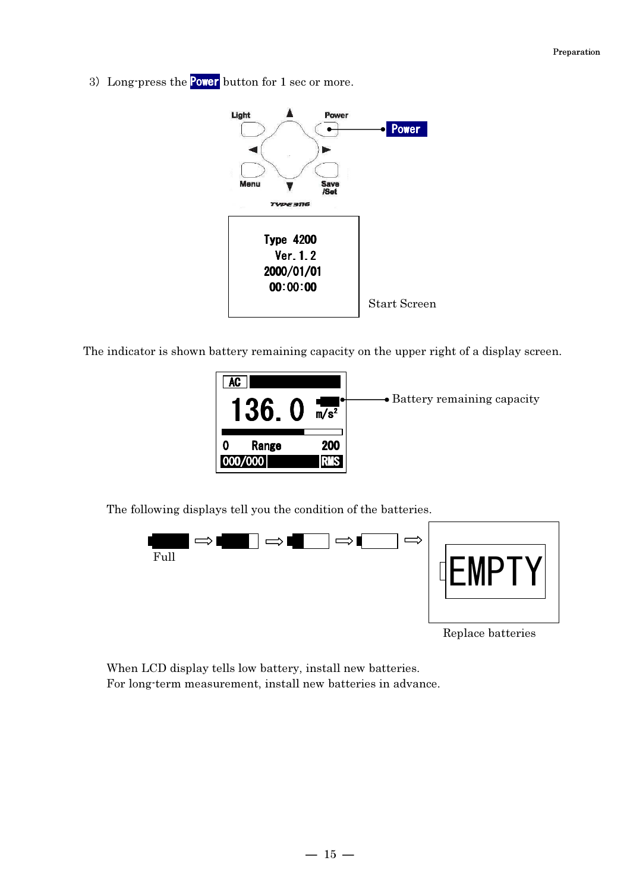3) Long-press the **Power** button for 1 sec or more.

Light | Power | Menu | Save /Set

Type 4200
Ver. 1. 2
2000/01/01
00:00:00

Start Screen

The indicator is shown battery remaining capacity on the upper right of a display screen.

AC
136. 0 m/s$^2$
0 Range 200
000/000 RMS

Battery remaining capacity

The following displays tell you the condition of the batteries.

Full

EMPTY

Replace batteries

When LCD display tells low battery, install new batteries.
For long-term measurement, install new batteries in advance.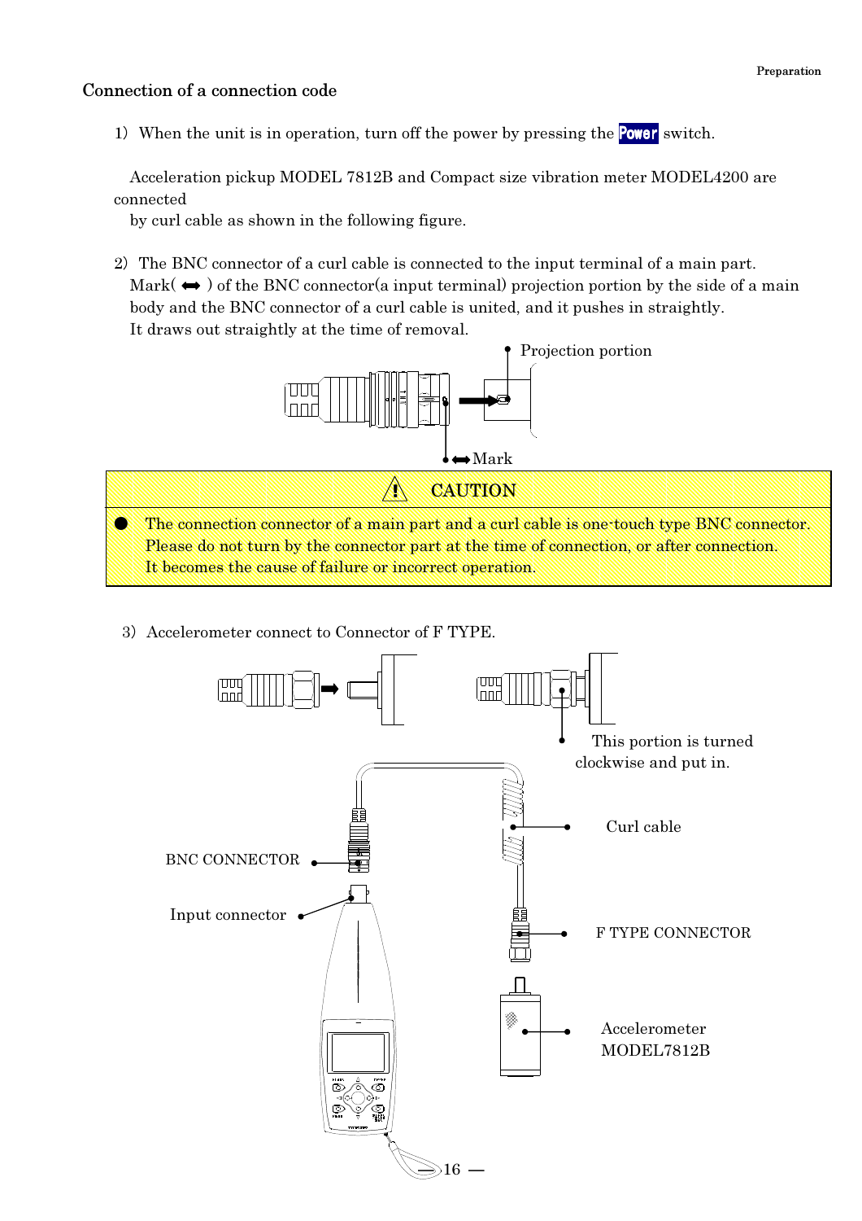## Connection of a connection code

1) When the unit is in operation, turn off the power by pressing the **Power** switch.

Acceleration pickup MODEL 7812B and Compact size vibration meter MODEL4200 are connected by curl cable as shown in the following figure.

2) The BNC connector of a curl cable is connected to the input terminal of a main part. Mark( ⟺ ) of the BNC connector(a input terminal) projection portion by the side of a main body and the BNC connector of a curl cable is united, and it pushes in straightly. It draws out straightly at the time of removal.

Projection portion

⟺Mark

> **⚠ CAUTION**
>
> - The connection connector of a main part and a curl cable is one-touch type BNC connector. Please do not turn by the connector part at the time of connection, or after connection. It becomes the cause of failure or incorrect operation.

3) Accelerometer connect to Connector of F TYPE.

This portion is turned clockwise and put in.

Curl cable

BNC CONNECTOR

Input connector

F TYPE CONNECTOR

Accelerometer MODEL7812B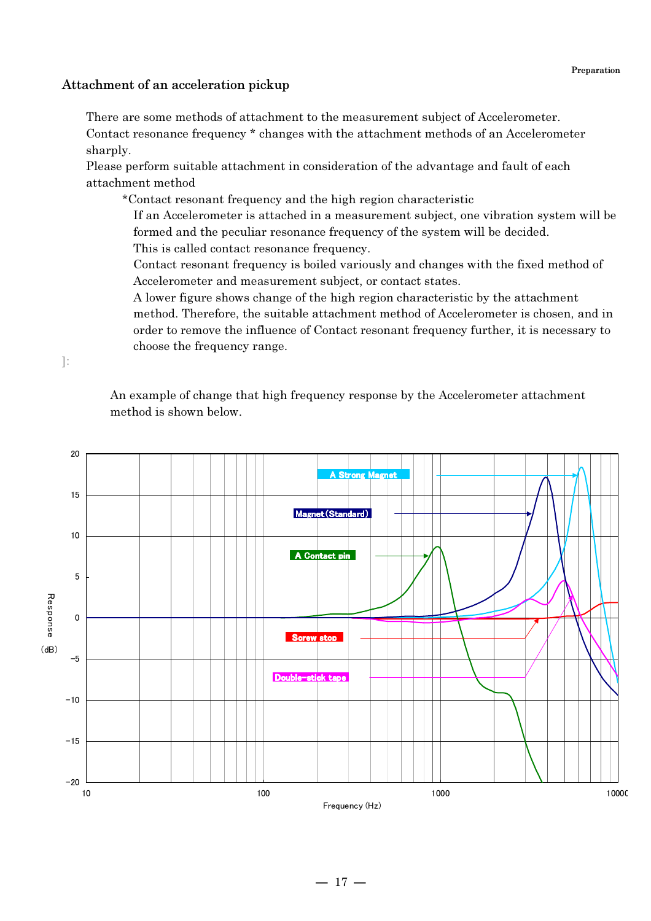## Attachment of an acceleration pickup

There are some methods of attachment to the measurement subject of Accelerometer.
Contact resonance frequency * changes with the attachment methods of an Accelerometer sharply.
Please perform suitable attachment in consideration of the advantage and fault of each attachment method

*Contact resonant frequency and the high region characteristic

If an Accelerometer is attached in a measurement subject, one vibration system will be formed and the peculiar resonance frequency of the system will be decided.
This is called contact resonance frequency.
Contact resonant frequency is boiled variously and changes with the fixed method of Accelerometer and measurement subject, or contact states.
A lower figure shows change of the high region characteristic by the attachment method. Therefore, the suitable attachment method of Accelerometer is chosen, and in order to remove the influence of Contact resonant frequency further, it is necessary to choose the frequency range.

]:

An example of change that high frequency response by the Accelerometer attachment method is shown below.

Response (dB) vs Frequency (Hz): A Strong Magnet, Magnet (Standard), A Contact pin, Screw stop, Double-stick tape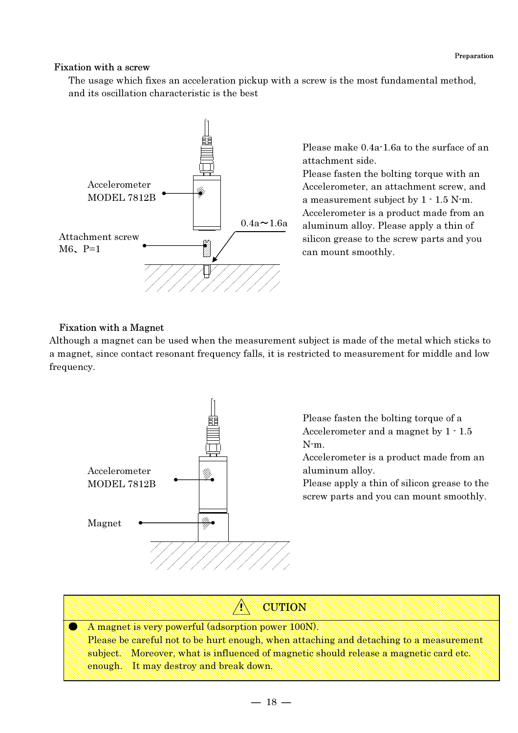### Fixation with a screw

The usage which fixes an acceleration pickup with a screw is the most fundamental method, and its oscillation characteristic is the best

Accelerometer MODEL 7812B

Attachment screw M6、P=1

0.4a～1.6a

Please make 0.4a-1.6a to the surface of an attachment side.
Please fasten the bolting torque with an Accelerometer, an attachment screw, and a measurement subject by 1 - 1.5 N-m.
Accelerometer is a product made from an aluminum alloy. Please apply a thin of silicon grease to the screw parts and you can mount smoothly.

### Fixation with a Magnet

Although a magnet can be used when the measurement subject is made of the metal which sticks to a magnet, since contact resonant frequency falls, it is restricted to measurement for middle and low frequency.

Accelerometer MODEL 7812B

Magnet

Please fasten the bolting torque of a Accelerometer and a magnet by 1 - 1.5 N-m.
Accelerometer is a product made from an aluminum alloy.
Please apply a thin of silicon grease to the screw parts and you can mount smoothly.

> **⚠ CUTION**
>
> - A magnet is very powerful (adsorption power 100N).
>   Please be careful not to be hurt enough, when attaching and detaching to a measurement subject. Moreover, what is influenced of magnetic should release a magnetic card etc. enough. It may destroy and break down.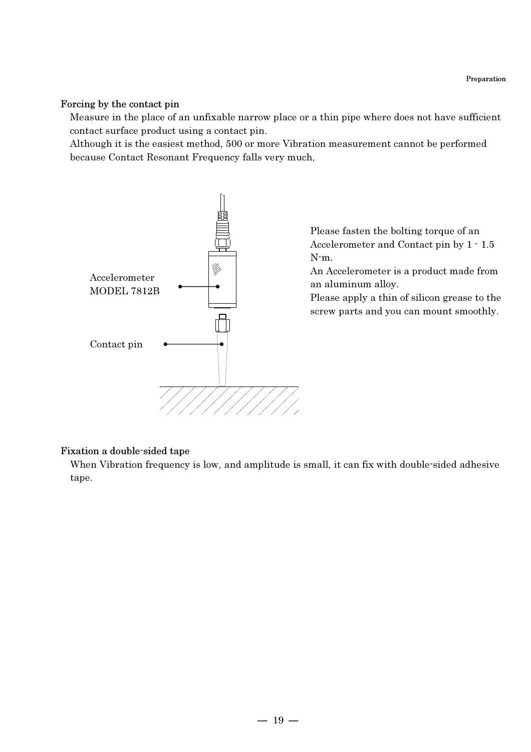**Forcing by the contact pin**

Measure in the place of an unfixable narrow place or a thin pipe where does not have sufficient contact surface product using a contact pin.

Although it is the easiest method, 500 or more Vibration measurement cannot be performed because Contact Resonant Frequency falls very much,

Accelerometer MODEL 7812B

Contact pin

Please fasten the bolting torque of an Accelerometer and Contact pin by 1 - 1.5 N-m.

An Accelerometer is a product made from an aluminum alloy.

Please apply a thin of silicon grease to the screw parts and you can mount smoothly.

**Fixation a double-sided tape**

When Vibration frequency is low, and amplitude is small, it can fix with double-sided adhesive tape.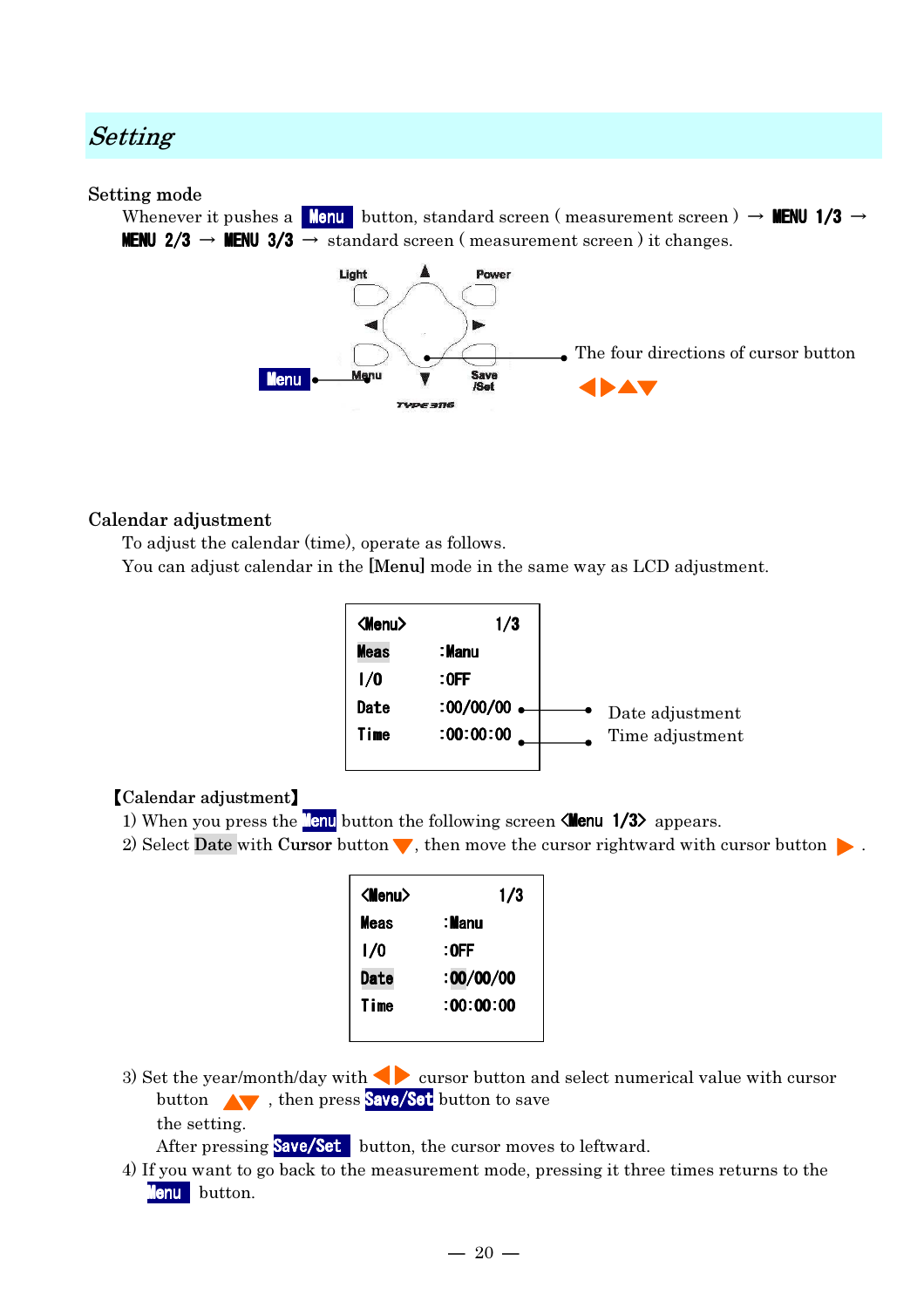## Setting

### Setting mode

Whenever it pushes a **Menu** button, standard screen ( measurement screen ) → **MENU 1/3** → **MENU 2/3** → **MENU 3/3** → standard screen ( measurement screen ) it changes.

Light　Power　Menu　Save /Set

**Menu**

The four directions of cursor button ◀▶▲▼

### Calendar adjustment

To adjust the calendar (time), operate as follows.

You can adjust calendar in the [Menu] mode in the same way as LCD adjustment.

```
<Menu>          1/3
Meas      :Manu
I/O       :OFF
Date      :00/00/00
Time      :00:00:00
```

Date adjustment
Time adjustment

【Calendar adjustment】

1) When you press the **Menu** button the following screen **<Menu 1/3>** appears.
2) Select Date with Cursor button ▼, then move the cursor rightward with cursor button ▶ .

```
<Menu>          1/3
Meas      :Manu
I/O       :OFF
Date      :00/00/00
Time      :00:00:00
```

3) Set the year/month/day with ◀▶ cursor button and select numerical value with cursor button ▲▼ , then press **Save/Set** button to save the setting.
   After pressing **Save/Set** button, the cursor moves to leftward.
4) If you want to go back to the measurement mode, pressing it three times returns to the **Menu** button.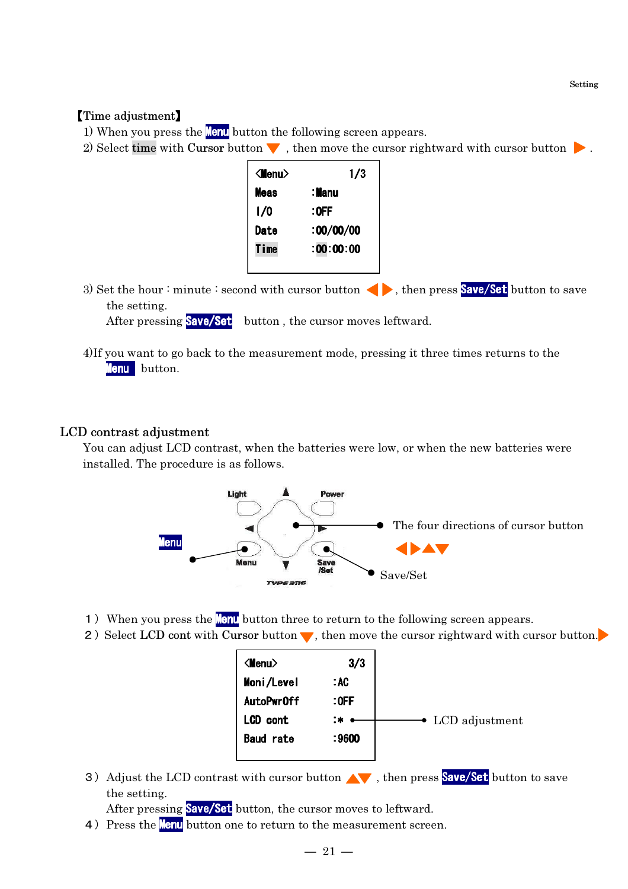【Time adjustment】

1) When you press the **Menu** button the following screen appears.
2) Select time with Cursor button ▼ , then move the cursor rightward with cursor button ▶ .

```
<Menu>        1/3
Meas      :Manu
I/O       :OFF
Date      :00/00/00
Time      :00:00:00
```

3) Set the hour : minute : second with cursor button ◀ ▶ , then press **Save/Set** button to save the setting.
   After pressing **Save/Set** button , the cursor moves leftward.

4)If you want to go back to the measurement mode, pressing it three times returns to the **Menu** button.

## LCD contrast adjustment

You can adjust LCD contrast, when the batteries were low, or when the new batteries were installed. The procedure is as follows.

Light, Power, Menu, Save /Set, TYPE 3116

Menu

The four directions of cursor button ◀ ▶ ▲ ▼

Save/Set

1） When you press the **Menu** button three to return to the following screen appears.
2） Select LCD cont with Cursor button ▼, then move the cursor rightward with cursor button.▶

```
<Menu>          3/3
Moni/Level    :AC
AutoPwrOff    :OFF
LCD cont      :*
Baud rate     :9600
```

LCD adjustment

3） Adjust the LCD contrast with cursor button ▲▼ , then press **Save/Set** button to save the setting.
   After pressing **Save/Set** button, the cursor moves to leftward.
4） Press the **Menu** button one to return to the measurement screen.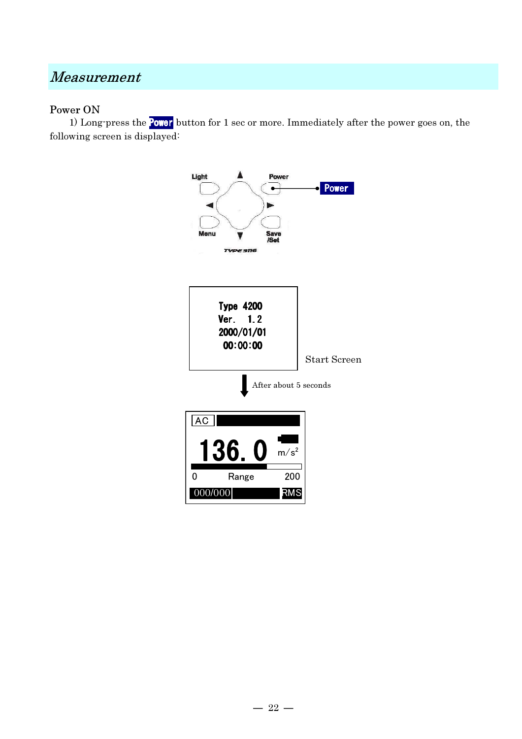# *Measurement*

Power ON

1) Long-press the **Power** button for 1 sec or more. Immediately after the power goes on, the following screen is displayed:

Light　　Power　　Power

Menu　　Save /Set

TYPE 3116

Type 4200
Ver. 1.2
2000/01/01
00:00:00

Start Screen

After about 5 seconds

AC

136.0 $m/s^2$

0　　Range　　200

000/000　　RMS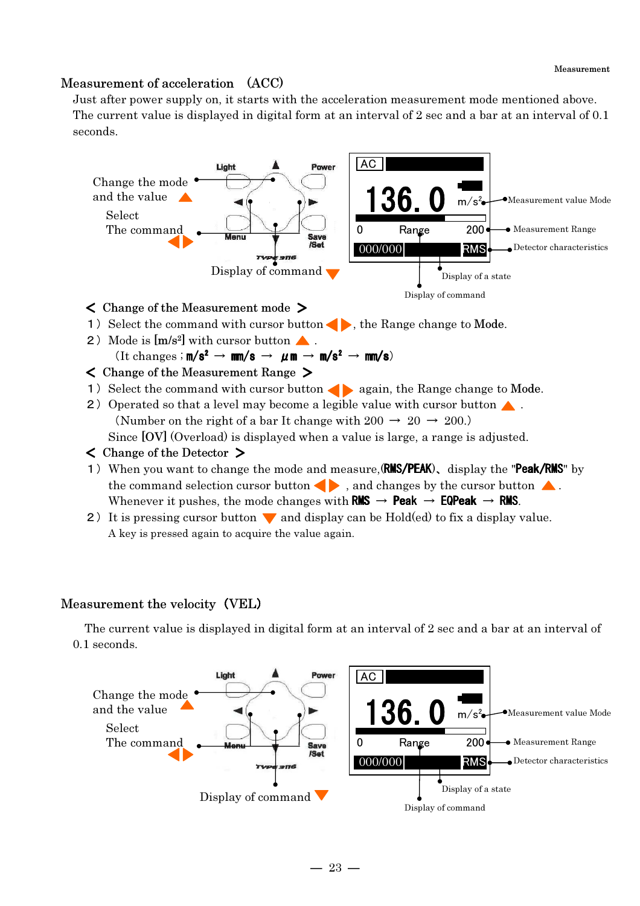## Measurement of acceleration (ACC)

Just after power supply on, it starts with the acceleration measurement mode mentioned above. The current value is displayed in digital form at an interval of 2 sec and a bar at an interval of 0.1 seconds.

Change the mode and the value ▲

Select The command ◀▶

Display of command ▼

Light, Power, Menu, Save /Set, TYPE 3116

AC | 136.0 m/s² | 0 Range 200 | 000/000 RMS

Measurement value Mode

Measurement Range

Detector characteristics

Display of a state

Display of command

< Change of the Measurement mode >

1) Select the command with cursor button ◀▶, the Range change to Mode.

2) Mode is [m/s²] with cursor button ▲.
(It changes ; **m/s²** → **mm/s** → **µm** → **m/s²** → **mm/s**)

< Change of the Measurement Range >

1) Select the command with cursor button ◀▶ again, the Range change to Mode.

2) Operated so that a level may become a legible value with cursor button ▲.
(Number on the right of a bar It change with 200 → 20 → 200.)
Since [OV] (Overload) is displayed when a value is large, a range is adjusted.

< Change of the Detector >

1) When you want to change the mode and measure,(**RMS/PEAK**)、display the "**Peak/RMS**" by the command selection cursor button ◀▶, and changes by the cursor button ▲.
Whenever it pushes, the mode changes with **RMS** → **Peak** → **EQPeak** → **RMS**.

2) It is pressing cursor button ▼ and display can be Hold(ed) to fix a display value.
A key is pressed again to acquire the value again.

## Measurement the velocity (VEL)

The current value is displayed in digital form at an interval of 2 sec and a bar at an interval of 0.1 seconds.

Change the mode and the value ▲

Select The command ◀▶

Display of command ▼

Light, Power, Menu, Save /Set, TYPE 3116

AC | 136.0 m/s² | 0 Range 200 | 000/000 RMS

Measurement value Mode

Measurement Range

Detector characteristics

Display of a state

Display of command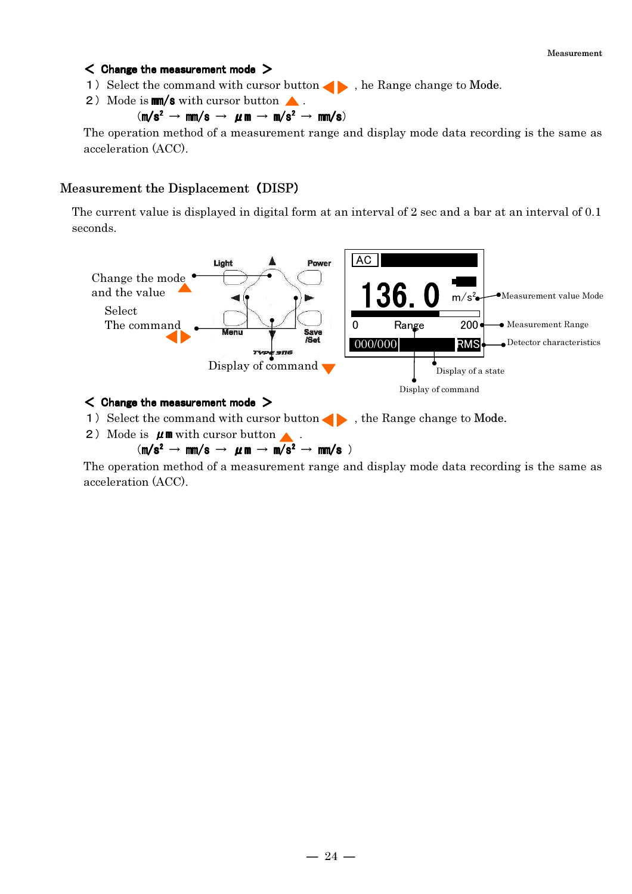＜ **Change the measurement mode** ＞

1） Select the command with cursor button ◀▶ , he Range change to Mode.

2） Mode is **mm/s** with cursor button ▲ .

　　（**m/s²** → **mm/s** → **μm** → **m/s²** → **mm/s**）

The operation method of a measurement range and display mode data recording is the same as acceleration (ACC).

## Measurement the Displacement（DISP）

The current value is displayed in digital form at an interval of 2 sec and a bar at an interval of 0.1 seconds.

Change the mode and the value ▲

Select The command ◀▶

Display of command ▼

Light　Power　Menu　Save /Set

AC

136. 0 m/s²　Measurement value Mode

0　Range　200　Measurement Range

000/000　RMS　Detector characteristics

Display of a state

Display of command

＜ **Change the measurement mode** ＞

1） Select the command with cursor button ◀▶ , the Range change to Mode.

2） Mode is **μm** with cursor button ▲ .

　　（**m/s²** → **mm/s** → **μm** → **m/s²** → **mm/s** ）

The operation method of a measurement range and display mode data recording is the same as acceleration (ACC).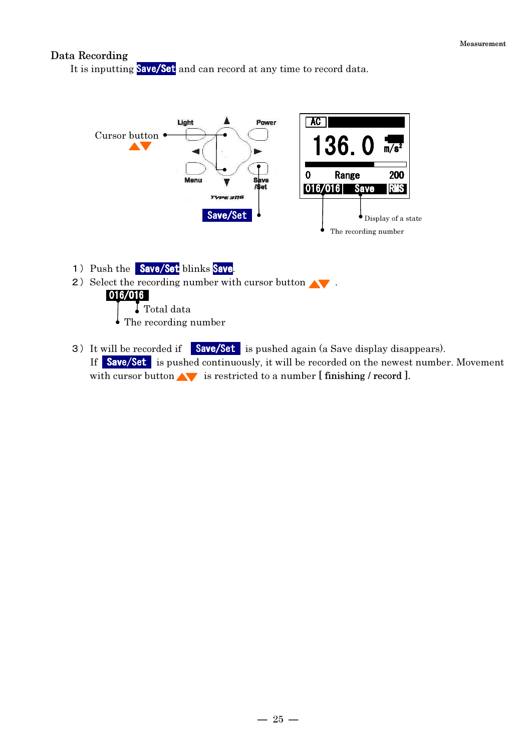## Data Recording

It is inputting Save/Set and can record at any time to record data.

Cursor button ▲▼

Light Power Menu Save /Set TYPE 3116

Save/Set

AC 136.0 m/s²

0 Range 200

016/016 Save RMS

Display of a state

The recording number

1） Push the Save/Set blinks Save.

2） Select the recording number with cursor button ▲▼ .

016/016

Total data

The recording number

3） It will be recorded if Save/Set is pushed again (a Save display disappears).

If Save/Set is pushed continuously, it will be recorded on the newest number. Movement with cursor button ▲▼ is restricted to a number **[ finishing / record ]**.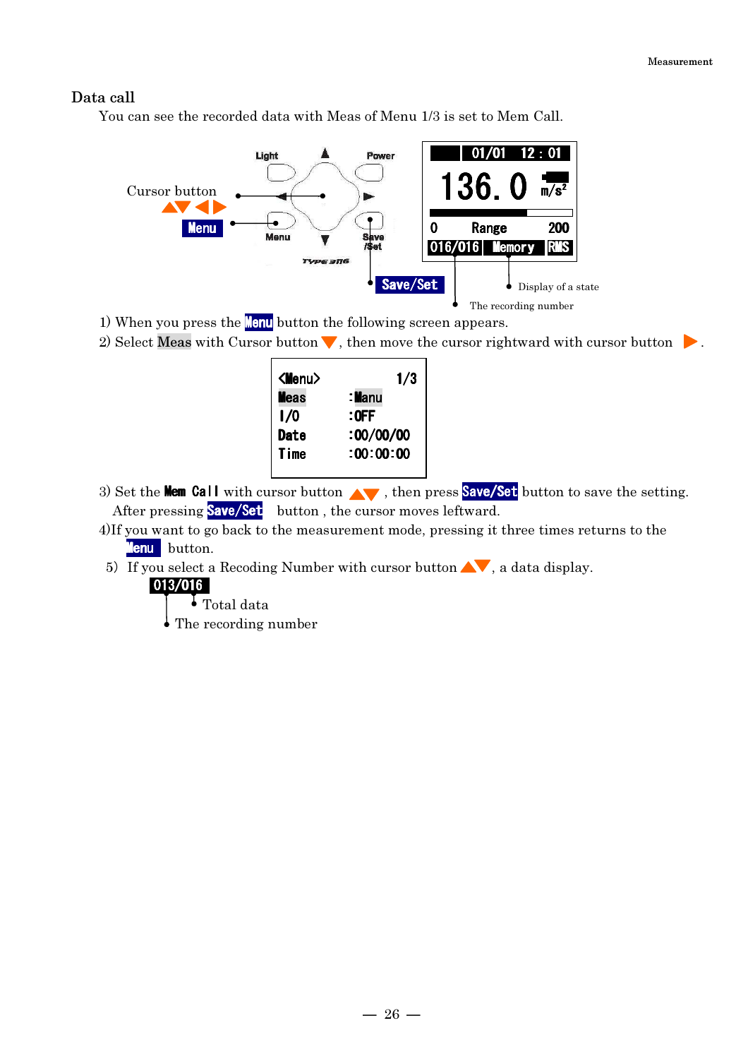## Data call

You can see the recorded data with Meas of Menu 1/3 is set to Mem Call.

Cursor button ▲▼◀▶

Menu

Save/Set

Display of a state

The recording number

1) When you press the Menu button the following screen appears.

2) Select Meas with Cursor button ▼, then move the cursor rightward with cursor button ▶.

```
<Menu>          1/3
Meas       :Manu
I/O        :OFF
Date       :00/00/00
Time       :00:00:00
```

3) Set the Mem Call with cursor button ▲▼, then press Save/Set button to save the setting.
   After pressing Save/Set button , the cursor moves leftward.

4)If you want to go back to the measurement mode, pressing it three times returns to the Menu button.

5) If you select a Recoding Number with cursor button ▲▼, a data display.

013/016

Total data

The recording number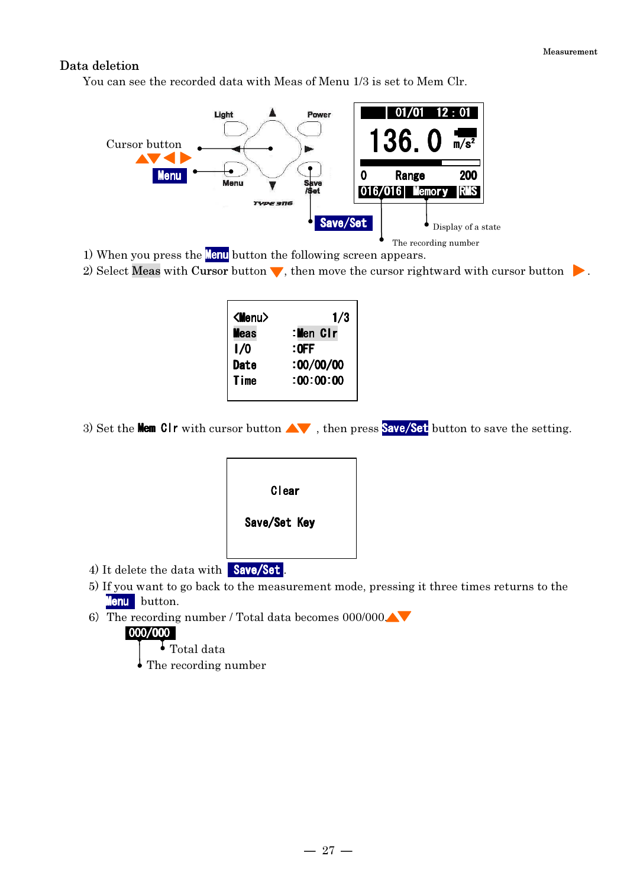## Data deletion

You can see the recorded data with Meas of Menu 1/3 is set to Mem Clr.

Cursor button ▲▼◀▶

Menu

Light | Power | Menu | Save /Set | TYPE 3116

01/01 12 : 01
136. 0 m/s²
0 Range 200
016/016 Memory RMS

Save/Set

Display of a state

The recording number

1) When you press the Menu button the following screen appears.
2) Select Meas with Cursor button ▼, then move the cursor rightward with cursor button ▶.

```
<Menu>          1/3
Meas      :Mem Clr
I/O       :OFF
Date      :00/00/00
Time      :00:00:00
```

3) Set the Mem Clr with cursor button ▲▼ , then press Save/Set button to save the setting.

```
Clear

Save/Set Key
```

4) It delete the data with Save/Set.
5) If you want to go back to the measurement mode, pressing it three times returns to the Menu button.
6) The recording number / Total data becomes 000/000.▲▼

000/000

Total data

The recording number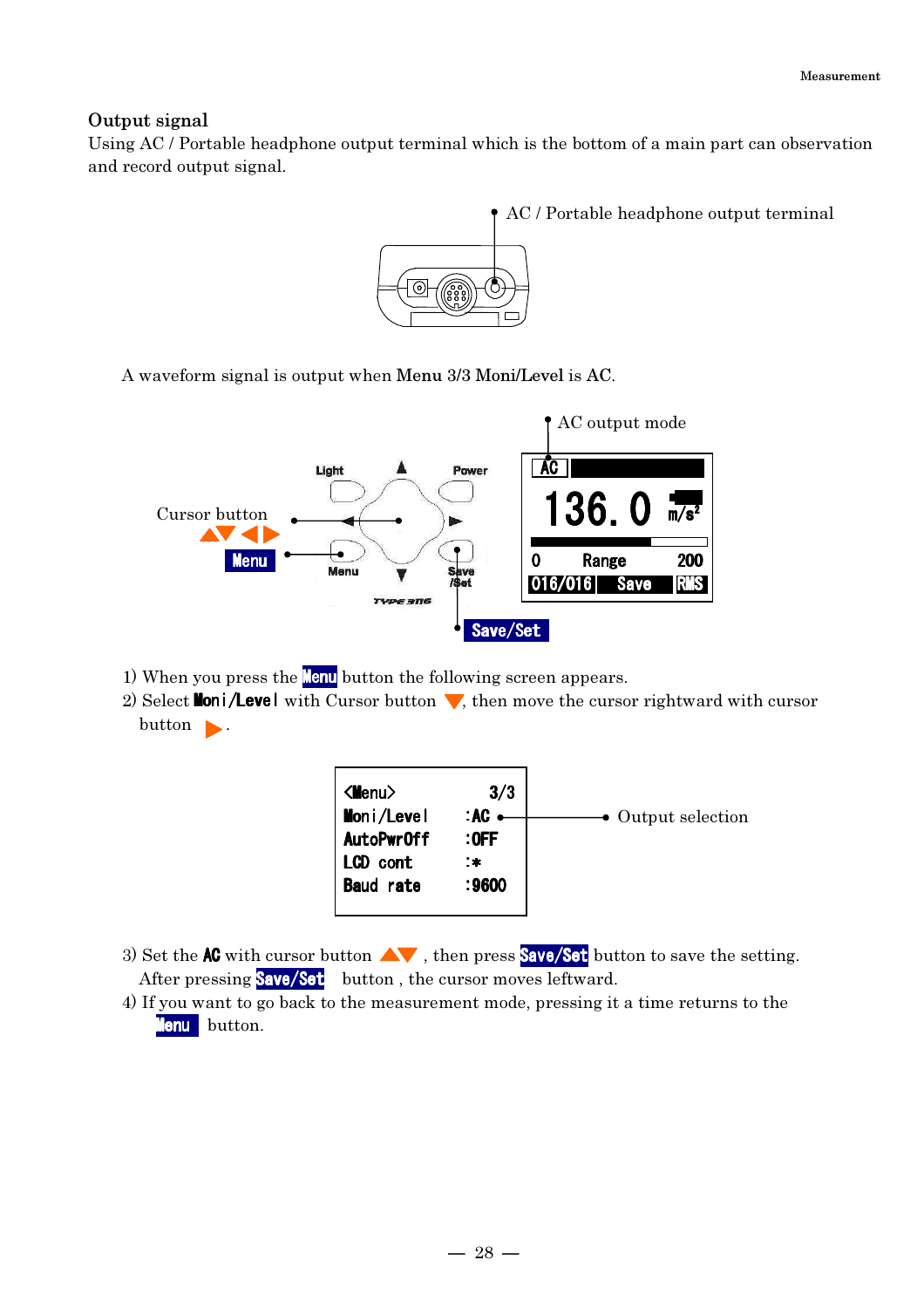## Output signal

Using AC / Portable headphone output terminal which is the bottom of a main part can observation and record output signal.

AC / Portable headphone output terminal

A waveform signal is output when **Menu 3/3 Moni/Level** is AC.

AC output mode

Cursor button ▲▼◀▶

**Menu**

**Save/Set**

1) When you press the **Menu** button the following screen appears.
2) Select **Moni/Level** with Cursor button ▼, then move the cursor rightward with cursor button ▶.

```
<Menu>          3/3
Moni/Level     :AC
AutoPwrOff     :OFF
LCD cont       :*
Baud rate      :9600
```

Output selection

3) Set the **AC** with cursor button ▲▼ , then press **Save/Set** button to save the setting. After pressing **Save/Set** button , the cursor moves leftward.
4) If you want to go back to the measurement mode, pressing it a time returns to the **Menu** button.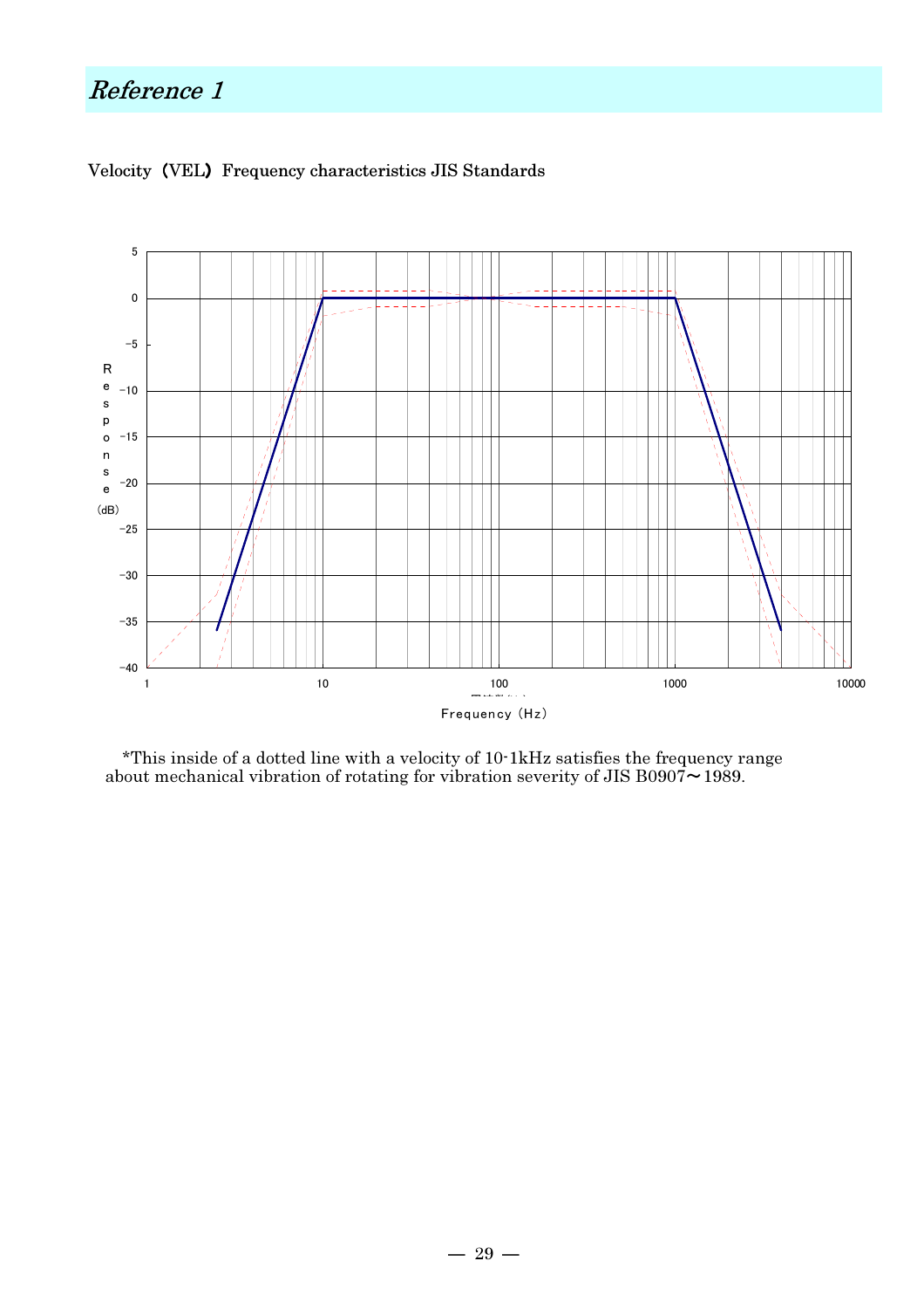# *Reference 1*

Velocity（VEL）Frequency characteristics JIS Standards

*This inside of a dotted line with a velocity of 10-1kHz satisfies the frequency range about mechanical vibration of rotating for vibration severity of JIS B0907～1989.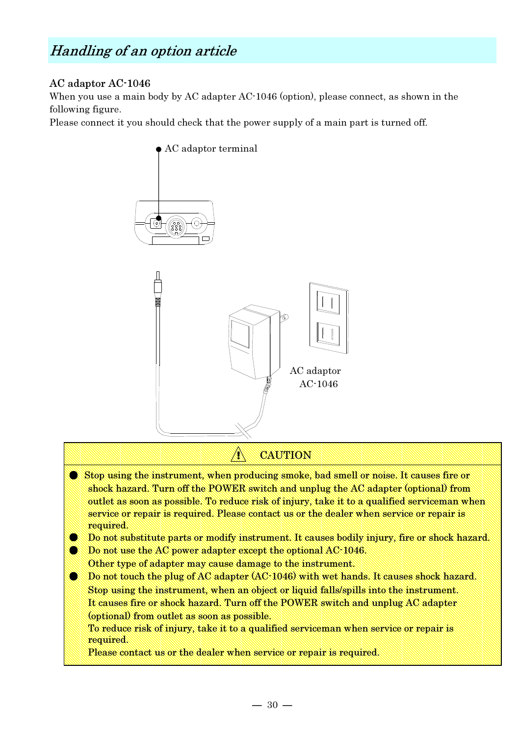## *Handling of an option article*

**AC adaptor AC-1046**

When you use a main body by AC adapter AC-1046 (option), please connect, as shown in the following figure.

Please connect it you should check that the power supply of a main part is turned off.

● AC adaptor terminal

AC adaptor
AC-1046

**⚠ CAUTION**

- Stop using the instrument, when producing smoke, bad smell or noise. It causes fire or shock hazard. Turn off the POWER switch and unplug the AC adapter (optional) from outlet as soon as possible. To reduce risk of injury, take it to a qualified serviceman when service or repair is required. Please contact us or the dealer when service or repair is required.
- Do not substitute parts or modify instrument. It causes bodily injury, fire or shock hazard.
- Do not use the AC power adapter except the optional AC-1046.
  Other type of adapter may cause damage to the instrument.
- Do not touch the plug of AC adapter (AC-1046) with wet hands. It causes shock hazard.
  Stop using the instrument, when an object or liquid falls/spills into the instrument.
  It causes fire or shock hazard. Turn off the POWER switch and unplug AC adapter (optional) from outlet as soon as possible.
  To reduce risk of injury, take it to a qualified serviceman when service or repair is required.
  Please contact us or the dealer when service or repair is required.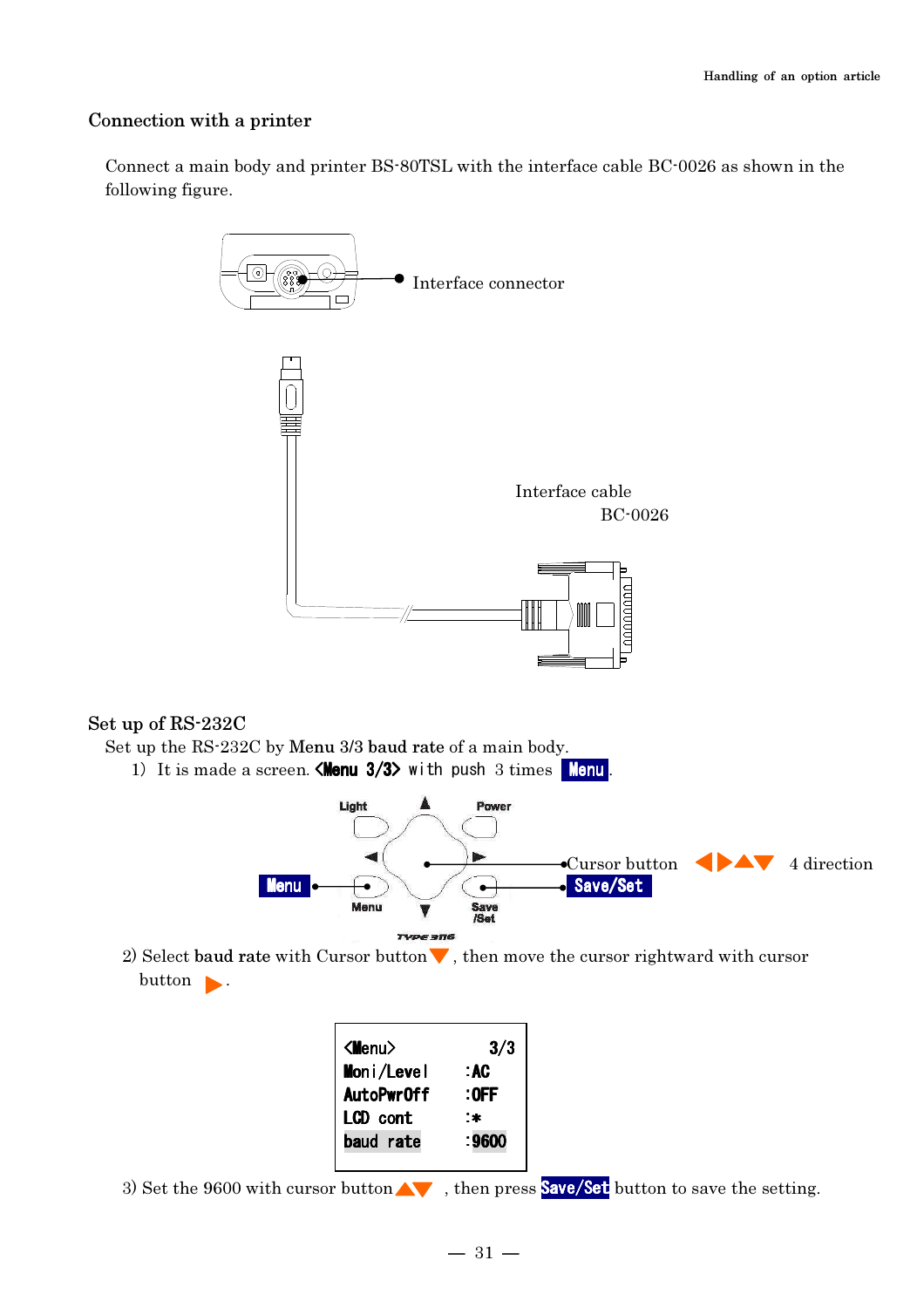## Connection with a printer

Connect a main body and printer BS-80TSL with the interface cable BC-0026 as shown in the following figure.

Interface connector

Interface cable
BC-0026

## Set up of RS-232C

Set up the RS-232C by **Menu 3/3 baud rate** of a main body.

1) It is made a screen. **<Menu 3/3>** with push 3 times **Menu**.

Light, Power, Menu, Save /Set

Cursor button ◀▶▲▼ 4 direction

**Menu**

**Save/Set**

2) Select **baud rate** with Cursor button ▼, then move the cursor rightward with cursor button ▶.

```
<Menu>          3/3
Moni/Level     :AC
AutoPwrOff     :OFF
LCD cont       :*
baud rate      :9600
```

3) Set the 9600 with cursor button ▲▼, then press **Save/Set** button to save the setting.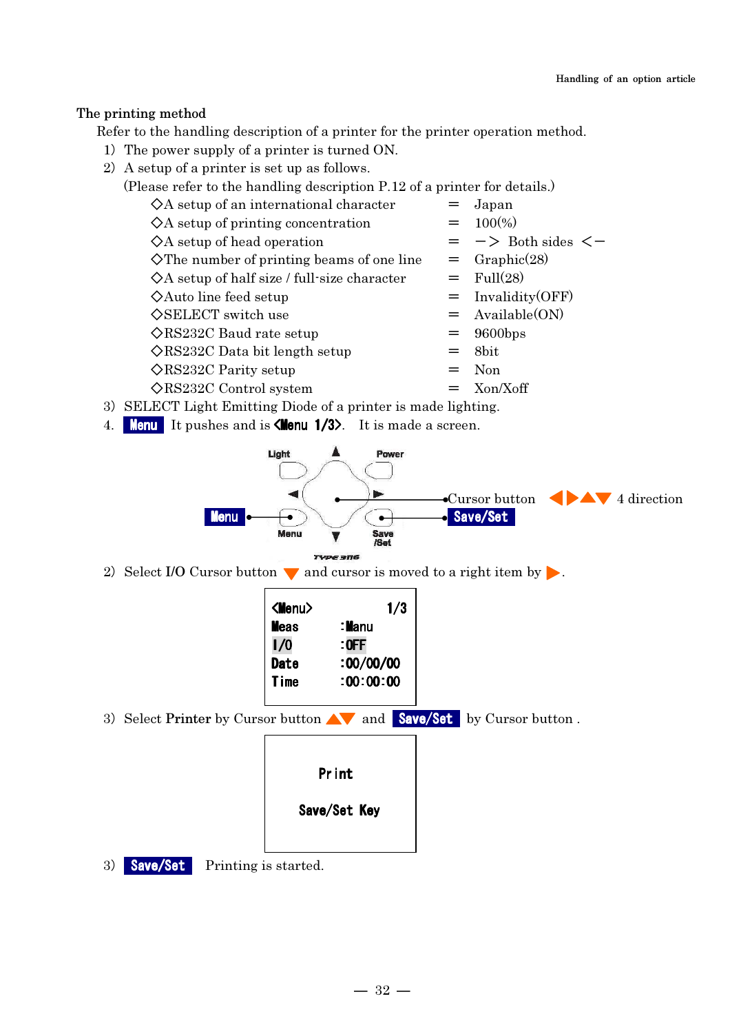## The printing method

Refer to the handling description of a printer for the printer operation method.

1) The power supply of a printer is turned ON.
2) A setup of a printer is set up as follows.
   (Please refer to the handling description P.12 of a printer for details.)

| Setting | | Value |
|---|---|---|
| ◇A setup of an international character | = | Japan |
| ◇A setup of printing concentration | = | 100(%) |
| ◇A setup of head operation | = | −> Both sides <− |
| ◇The number of printing beams of one line | = | Graphic(28) |
| ◇A setup of half size / full-size character | = | Full(28) |
| ◇Auto line feed setup | = | Invalidity(OFF) |
| ◇SELECT switch use | = | Available(ON) |
| ◇RS232C Baud rate setup | = | 9600bps |
| ◇RS232C Data bit length setup | = | 8bit |
| ◇RS232C Parity setup | = | Non |
| ◇RS232C Control system | = | Xon/Xoff |

3) SELECT Light Emitting Diode of a printer is made lighting.

4. **Menu** It pushes and is **<Menu 1/3>**. It is made a screen.

Light　Power　Menu　Save /Set　TYPE 3116

Menu　Cursor button ◀▶▲▼ 4 direction　Save/Set

2) Select I/O Cursor button ▼ and cursor is moved to a right item by ▶.

```
<Menu>        1/3
Meas       :Manu
I/O        :OFF
Date       :00/00/00
Time       :00:00:00
```

3) Select **Printer** by Cursor button ▲▼ and **Save/Set** by Cursor button .

```
Print

Save/Set Key
```

3) **Save/Set** Printing is started.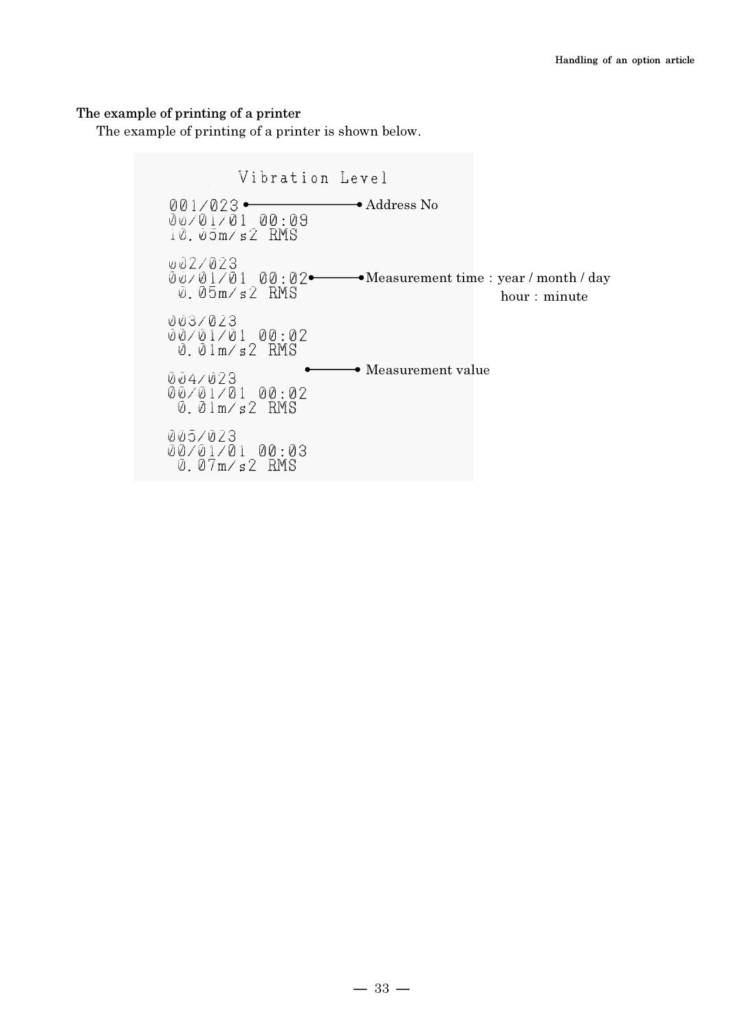### The example of printing of a printer

The example of printing of a printer is shown below.

```
        Vibration Level

001/023 ●──────────────● Address No
00/01/01 00:09
10.05m/s2 RMS

002/023
00/01/01 00:02●────────● Measurement time : year / month / day
 0.05m/s2 RMS                                hour : minute

003/023
00/01/01 00:02
 0.01m/s2 RMS
                ●──────● Measurement value
004/023
00/01/01 00:02
 0.01m/s2 RMS

005/023
00/01/01 00:03
 0.07m/s2 RMS
```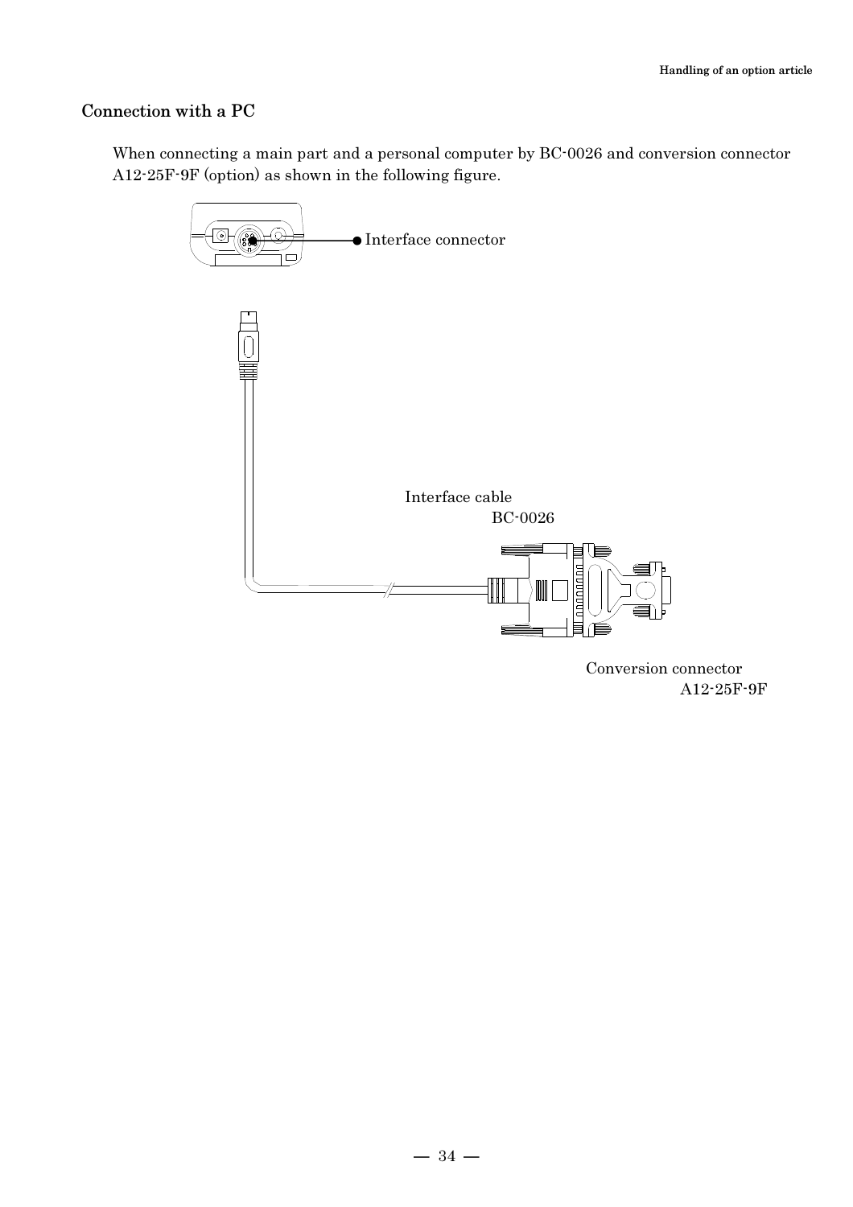## Connection with a PC

When connecting a main part and a personal computer by BC-0026 and conversion connector A12-25F-9F (option) as shown in the following figure.

Interface connector

Interface cable
BC-0026

Conversion connector
A12-25F-9F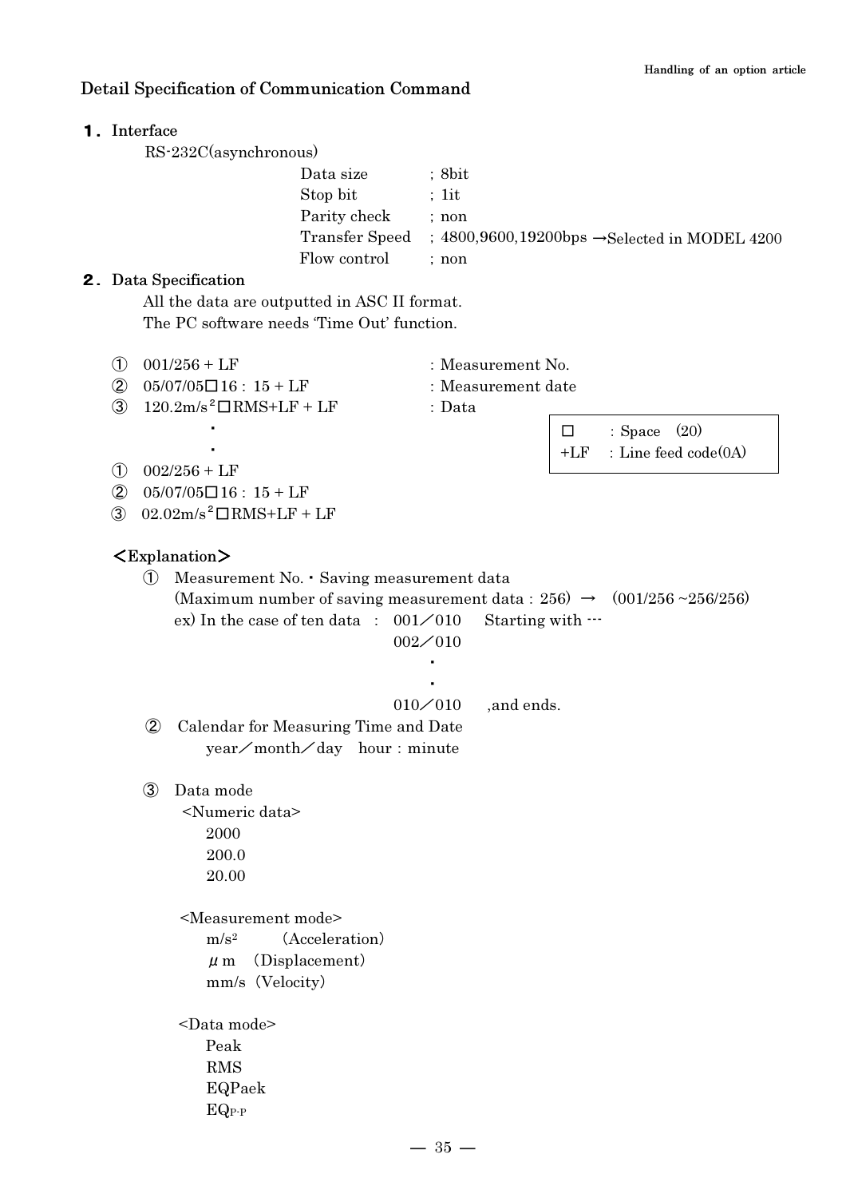## Detail Specification of Communication Command

### １．Interface

RS-232C(asynchronous)

| | |
|---|---|
| Data size | ; 8bit |
| Stop bit | ; 1it |
| Parity check | ; non |
| Transfer Speed | ; 4800,9600,19200bps →Selected in MODEL 4200 |
| Flow control | ; non |

### ２．Data Specification

All the data are outputted in ASC II format.
The PC software needs 'Time Out' function.

① 001/256 + LF : Measurement No.
② 05/07/05□16：15 + LF : Measurement date
③ 120.2m/s$^2$□RMS+LF + LF : Data

・
・

① 002/256 + LF
② 05/07/05□16：15 + LF
③ 02.02m/s$^2$□RMS+LF + LF

| | |
|---|---|
| □ | : Space (20) |
| +LF | : Line feed code(0A) |

＜Explanation＞

① Measurement No.・Saving measurement data
(Maximum number of saving measurement data：256) → (001/256 ~256/256)
ex) In the case of ten data ： 001／010 Starting with …
002／010
・
・
010／010 ,and ends.

② Calendar for Measuring Time and Date
year／month／day hour：minute

③ Data mode

<Numeric data>
2000
200.0
20.00

<Measurement mode>
m/s$^2$ (Acceleration)
$\mu$m (Displacement)
mm/s (Velocity)

<Data mode>
Peak
RMS
EQPaek
$EQ_{P-P}$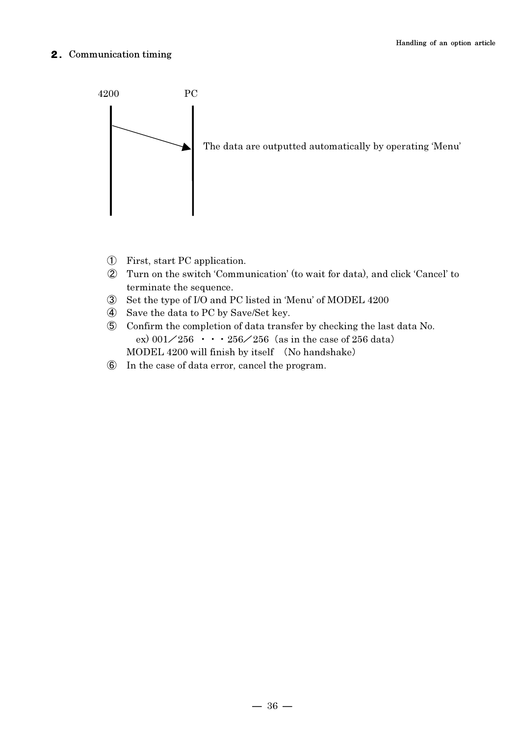## ２．Communication timing

4200　　　　　　　PC

The data are outputted automatically by operating 'Menu'

① First, start PC application.
② Turn on the switch 'Communication' (to wait for data), and click 'Cancel' to terminate the sequence.
③ Set the type of I/O and PC listed in 'Menu' of MODEL 4200
④ Save the data to PC by Save/Set key.
⑤ Confirm the completion of data transfer by checking the last data No.
　ex) 001／256　・・・256／256（as in the case of 256 data）
　MODEL 4200 will finish by itself　(No handshake)
⑥ In the case of data error, cancel the program.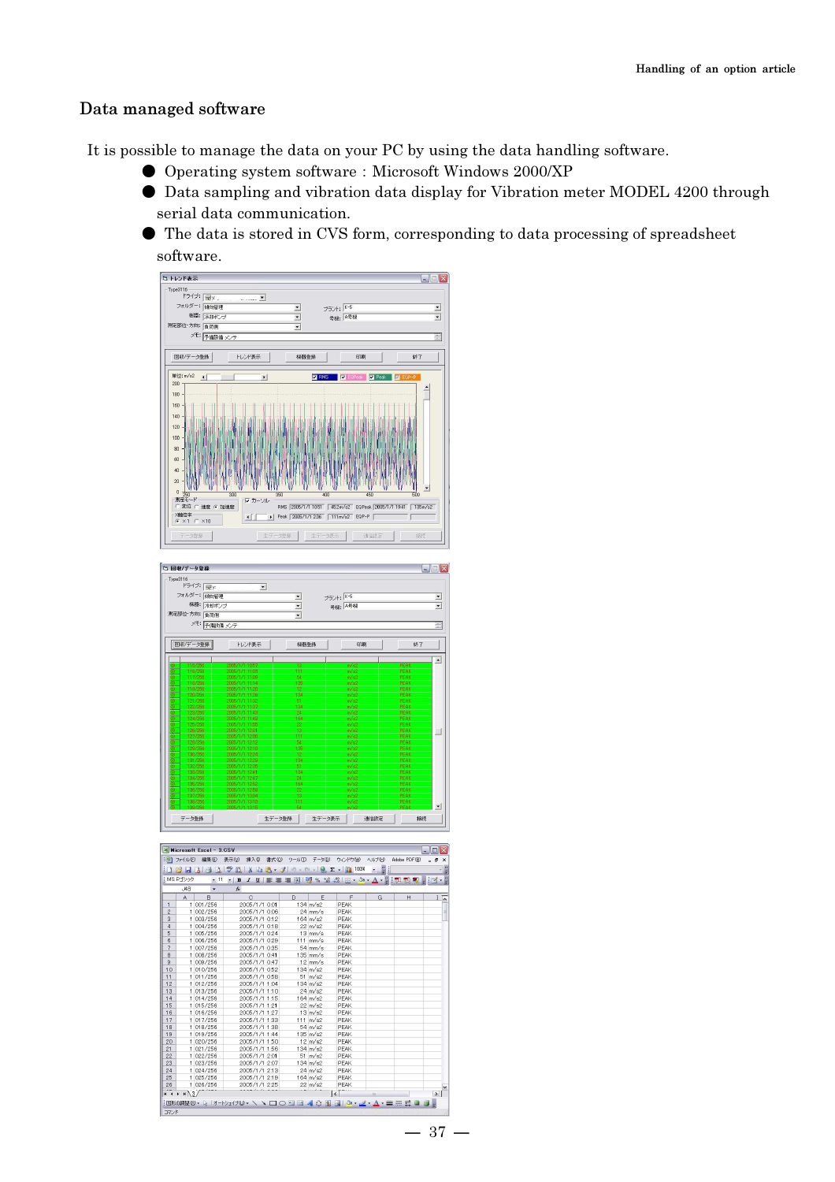## Data managed software

It is possible to manage the data on your PC by using the data handling software.

- Operating system software : Microsoft Windows 2000/XP
- Data sampling and vibration data display for Vibration meter MODEL 4200 through serial data communication.
- The data is stored in CVS form, corresponding to data processing of spreadsheet software.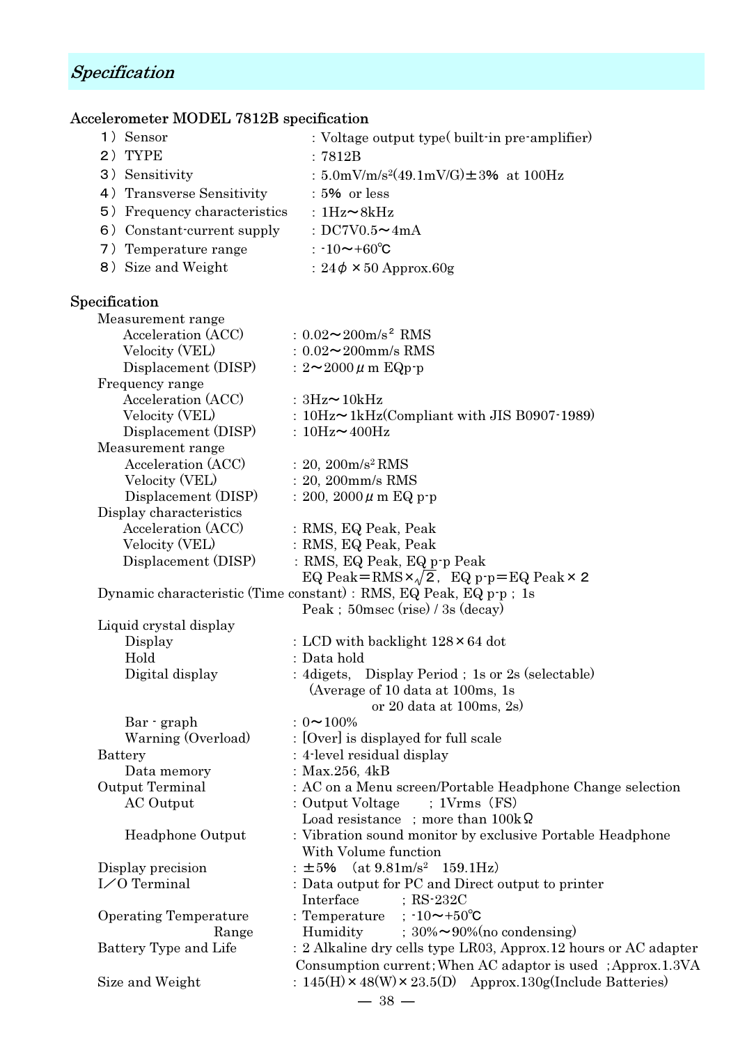## *Specification*

### Accelerometer MODEL 7812B specification

| | |
|---|---|
| 1）Sensor | : Voltage output type( built-in pre-amplifier) |
| 2）TYPE | : 7812B |
| 3）Sensitivity | : 5.0mV/m/s²(49.1mV/G)±3%  at 100Hz |
| 4）Transverse Sensitivity | : 5%  or less |
| 5）Frequency characteristics | : 1Hz～8kHz |
| 6）Constant-current supply | : DC7V0.5～4mA |
| 7）Temperature range | : -10～+60℃ |
| 8）Size and Weight | : 24$\phi$ ×50 Approx.60g |

### Specification

Measurement range
- Acceleration (ACC) : 0.02～200m/s² RMS
- Velocity (VEL) : 0.02～200mm/s RMS
- Displacement (DISP) : 2～2000$\mu$m EQp-p

Frequency range
- Acceleration (ACC) : 3Hz～10kHz
- Velocity (VEL) : 10Hz～1kHz(Compliant with JIS B0907-1989)
- Displacement (DISP) : 10Hz～400Hz

Measurement range
- Acceleration (ACC) : 20, 200m/s² RMS
- Velocity (VEL) : 20, 200mm/s RMS
- Displacement (DISP) : 200, 2000$\mu$m EQ p-p

Display characteristics
- Acceleration (ACC) : RMS, EQ Peak, Peak
- Velocity (VEL) : RMS, EQ Peak, Peak
- Displacement (DISP) : RMS, EQ Peak, EQ p-p Peak
  EQ Peak＝RMS×$\sqrt{2}$,   EQ p-p＝EQ Peak×2

Dynamic characteristic (Time constant) : RMS, EQ Peak, EQ p-p ; 1s
  Peak ; 50msec (rise) / 3s (decay)

Liquid crystal display
- Display : LCD with backlight 128×64 dot
- Hold : Data hold
- Digital display : 4digets,   Display Period ; 1s or 2s (selectable)
  (Average of 10 data at 100ms, 1s
  or 20 data at 100ms, 2s)
- Bar - graph : 0～100%
- Warning (Overload) : [Over] is displayed for full scale

Battery : 4-level residual display
- Data memory : Max.256, 4kB

Output Terminal : AC on a Menu screen/Portable Headphone Change selection
- AC Output : Output Voltage ; 1Vrms（FS)
  Load resistance ; more than 100kΩ
- Headphone Output : Vibration sound monitor by exclusive Portable Headphone
  With Volume function

Display precision : ±5%   (at 9.81m/s²   159.1Hz)

I／O Terminal : Data output for PC and Direct output to printer
  Interface ; RS-232C

Operating Temperature Range : Temperature ; -10～+50℃
  Humidity ; 30%～90%(no condensing)

Battery Type and Life : 2 Alkaline dry cells type LR03, Approx.12 hours or AC adapter
  Consumption current; When AC adaptor is used ; Approx.1.3VA

Size and Weight : 145(H)×48(W)×23.5(D)   Approx.130g(Include Batteries)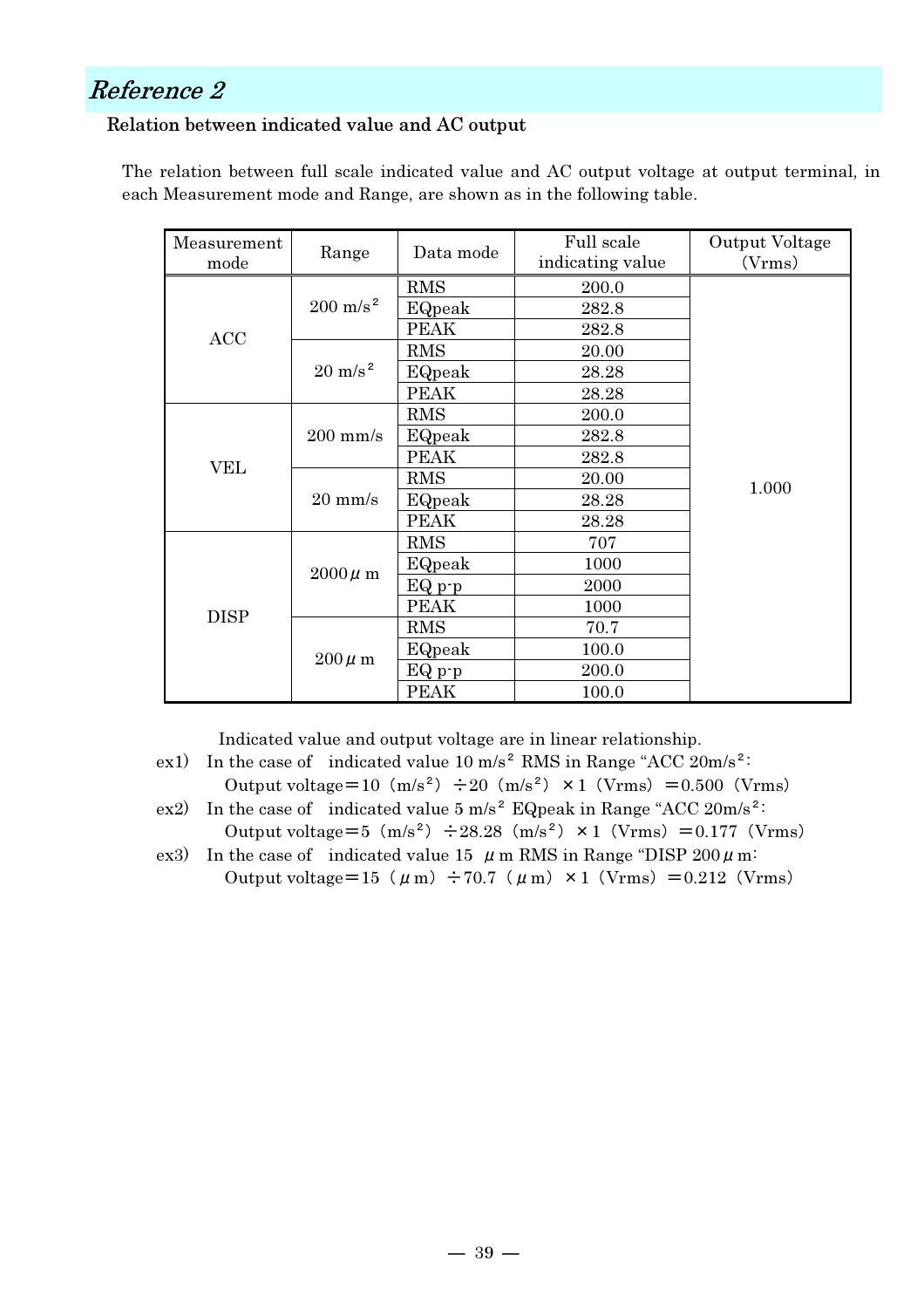# *Reference 2*

**Relation between indicated value and AC output**

The relation between full scale indicated value and AC output voltage at output terminal, in each Measurement mode and Range, are shown as in the following table.

| Measurement mode | Range | Data mode | Full scale indicating value | Output Voltage (Vrms) |
|---|---|---|---|---|
| ACC | 200 $m/s^2$ | RMS | 200.0 | 1.000 |
| | | EQpeak | 282.8 | |
| | | PEAK | 282.8 | |
| | 20 $m/s^2$ | RMS | 20.00 | |
| | | EQpeak | 28.28 | |
| | | PEAK | 28.28 | |
| VEL | 200 mm/s | RMS | 200.0 | |
| | | EQpeak | 282.8 | |
| | | PEAK | 282.8 | |
| | 20 mm/s | RMS | 20.00 | |
| | | EQpeak | 28.28 | |
| | | PEAK | 28.28 | |
| DISP | 2000 $\mu$m | RMS | 707 | |
| | | EQpeak | 1000 | |
| | | EQ p-p | 2000 | |
| | | PEAK | 1000 | |
| | 200 $\mu$m | RMS | 70.7 | |
| | | EQpeak | 100.0 | |
| | | EQ p-p | 200.0 | |
| | | PEAK | 100.0 | |

Indicated value and output voltage are in linear relationship.

ex1) In the case of indicated value 10 $m/s^2$ RMS in Range "ACC 20$m/s^2$:
Output voltage＝10（$m/s^2$）÷20（$m/s^2$）×1（Vrms）＝0.500（Vrms）

ex2) In the case of indicated value 5 $m/s^2$ EQpeak in Range "ACC 20$m/s^2$:
Output voltage＝5（$m/s^2$）÷28.28（$m/s^2$）×1（Vrms）＝0.177（Vrms）

ex3) In the case of indicated value 15 $\mu$m RMS in Range "DISP 200$\mu$m:
Output voltage＝15（$\mu$m）÷70.7（$\mu$m）×1（Vrms）＝0.212（Vrms）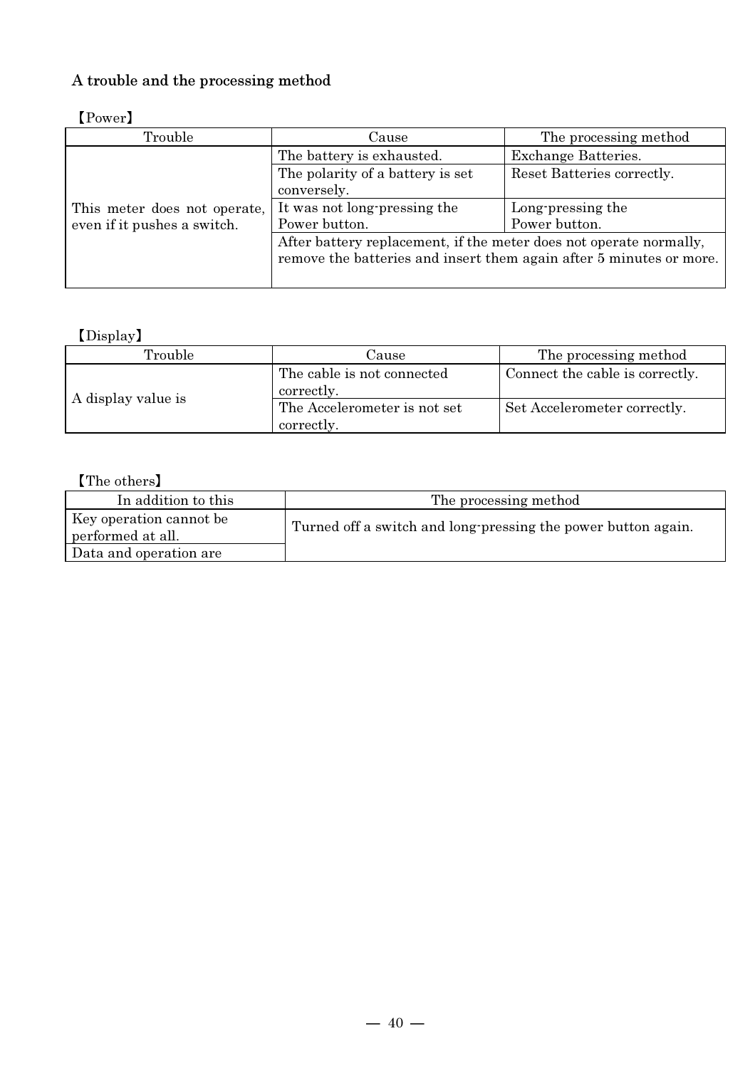## A trouble and the processing method

【Power】

| Trouble | Cause | The processing method |
|---|---|---|
| This meter does not operate, even if it pushes a switch. | The battery is exhausted. | Exchange Batteries. |
| | The polarity of a battery is set conversely. | Reset Batteries correctly. |
| | It was not long-pressing the Power button. | Long-pressing the Power button. |
| | After battery replacement, if the meter does not operate normally, remove the batteries and insert them again after 5 minutes or more. | |

【Display】

| Trouble | Cause | The processing method |
|---|---|---|
| A display value is | The cable is not connected correctly. | Connect the cable is correctly. |
| | The Accelerometer is not set correctly. | Set Accelerometer correctly. |

【The others】

| In addition to this | The processing method |
|---|---|
| Key operation cannot be performed at all. | Turned off a switch and long-pressing the power button again. |
| Data and operation are | |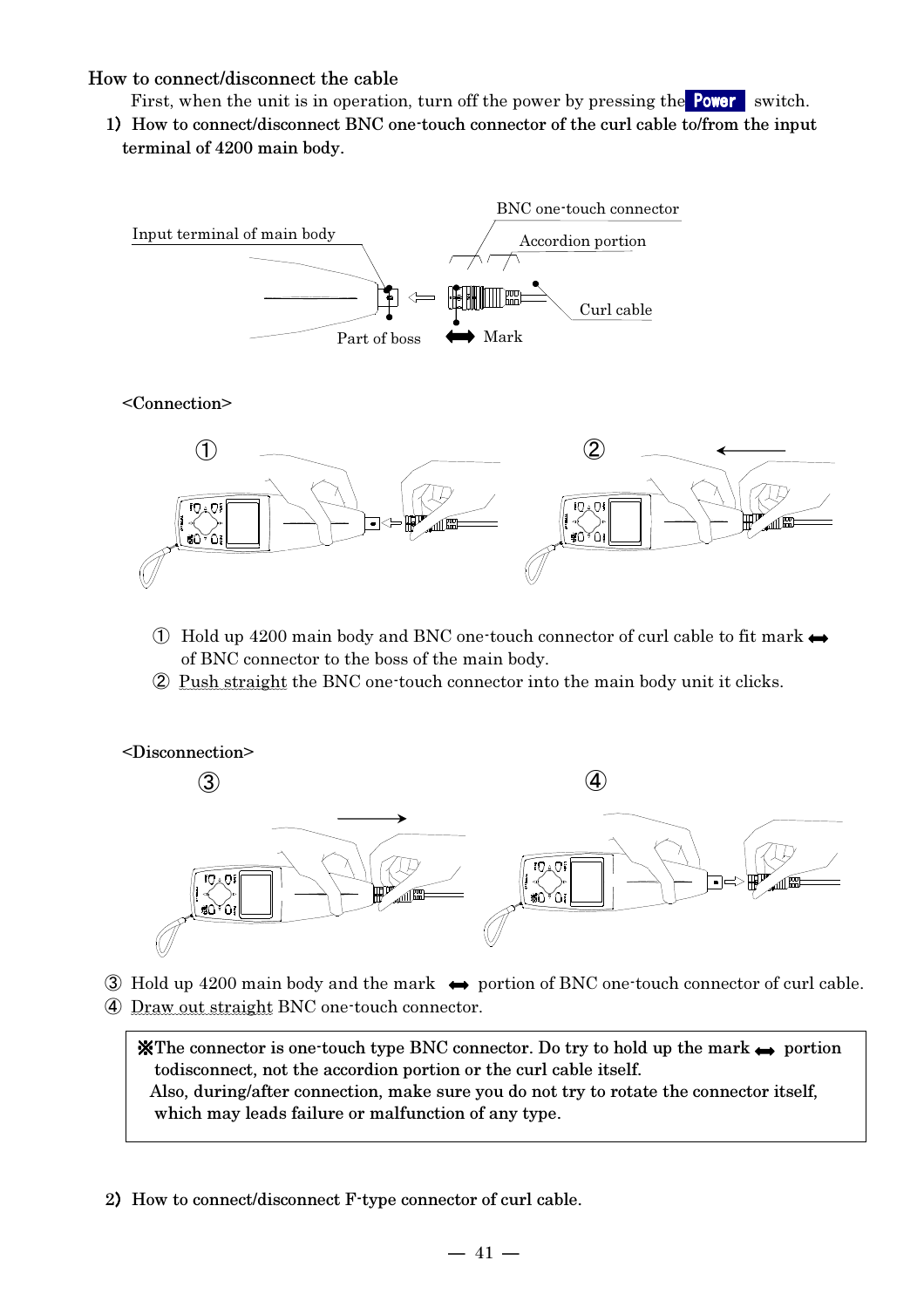## How to connect/disconnect the cable

First, when the unit is in operation, turn off the power by pressing the **Power** switch.

1) How to connect/disconnect BNC one-touch connector of the curl cable to/from the input terminal of 4200 main body.

Input terminal of main body | BNC one-touch connector | Accordion portion | Curl cable | Part of boss | ⟺ Mark

<Connection>

① Hold up 4200 main body and BNC one-touch connector of curl cable to fit mark ⟺ of BNC connector to the boss of the main body.

② Push straight the BNC one-touch connector into the main body unit it clicks.

<Disconnection>

③ Hold up 4200 main body and the mark ⟺ portion of BNC one-touch connector of curl cable.

④ Draw out straight BNC one-touch connector.

> ※The connector is one-touch type BNC connector. Do try to hold up the mark ⟺ portion todisconnect, not the accordion portion or the curl cable itself.
> Also, during/after connection, make sure you do not try to rotate the connector itself, which may leads failure or malfunction of any type.

2) How to connect/disconnect F-type connector of curl cable.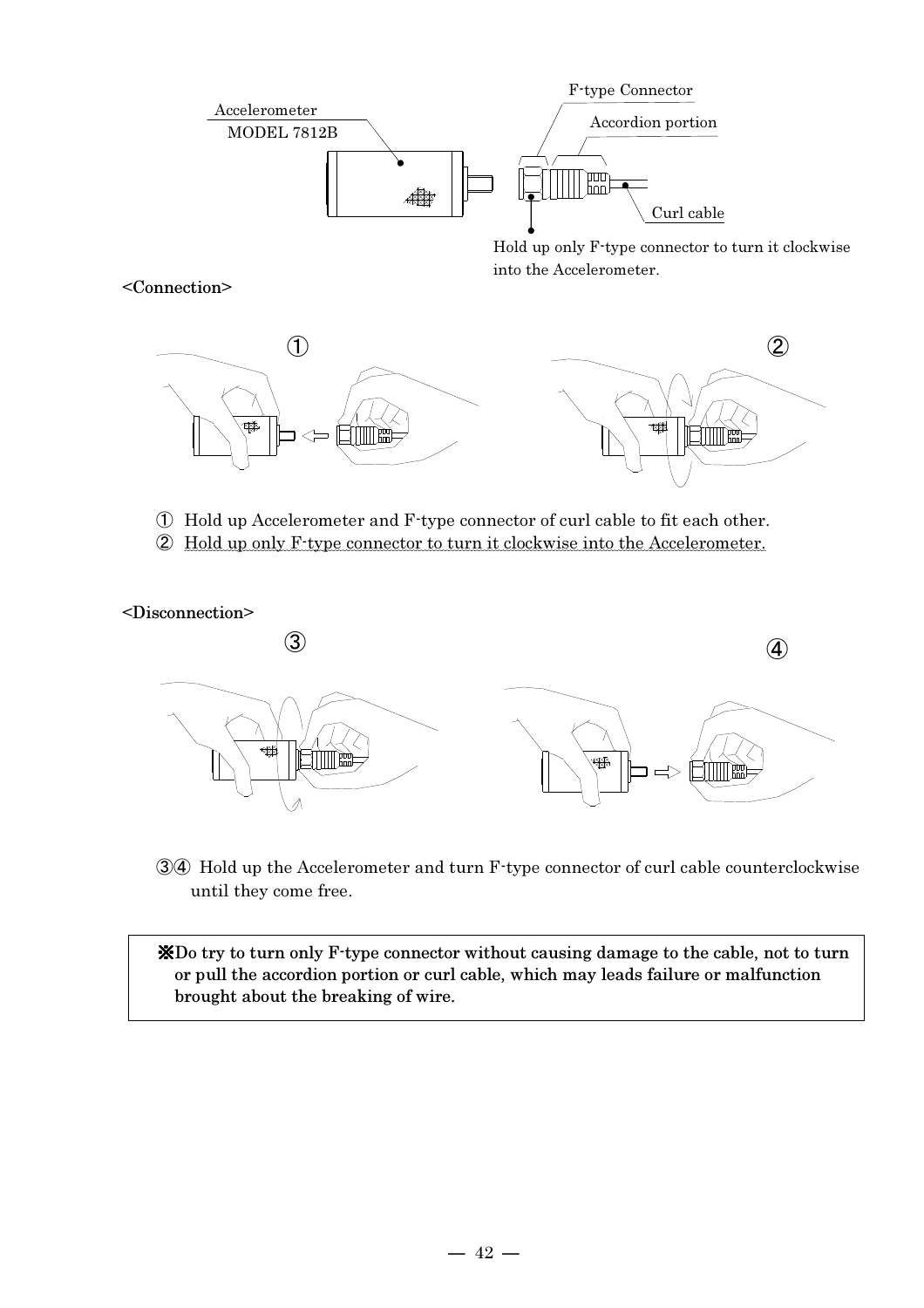Accelerometer
MODEL 7812B

F-type Connector

Accordion portion

Curl cable

Hold up only F-type connector to turn it clockwise into the Accelerometer.

<Connection>

①

②

① Hold up Accelerometer and F-type connector of curl cable to fit each other.

② Hold up only F-type connector to turn it clockwise into the Accelerometer.

<Disconnection>

③

④

③④ Hold up the Accelerometer and turn F-type connector of curl cable counterclockwise until they come free.

**※Do try to turn only F-type connector without causing damage to the cable, not to turn or pull the accordion portion or curl cable, which may leads failure or malfunction brought about the breaking of wire.**